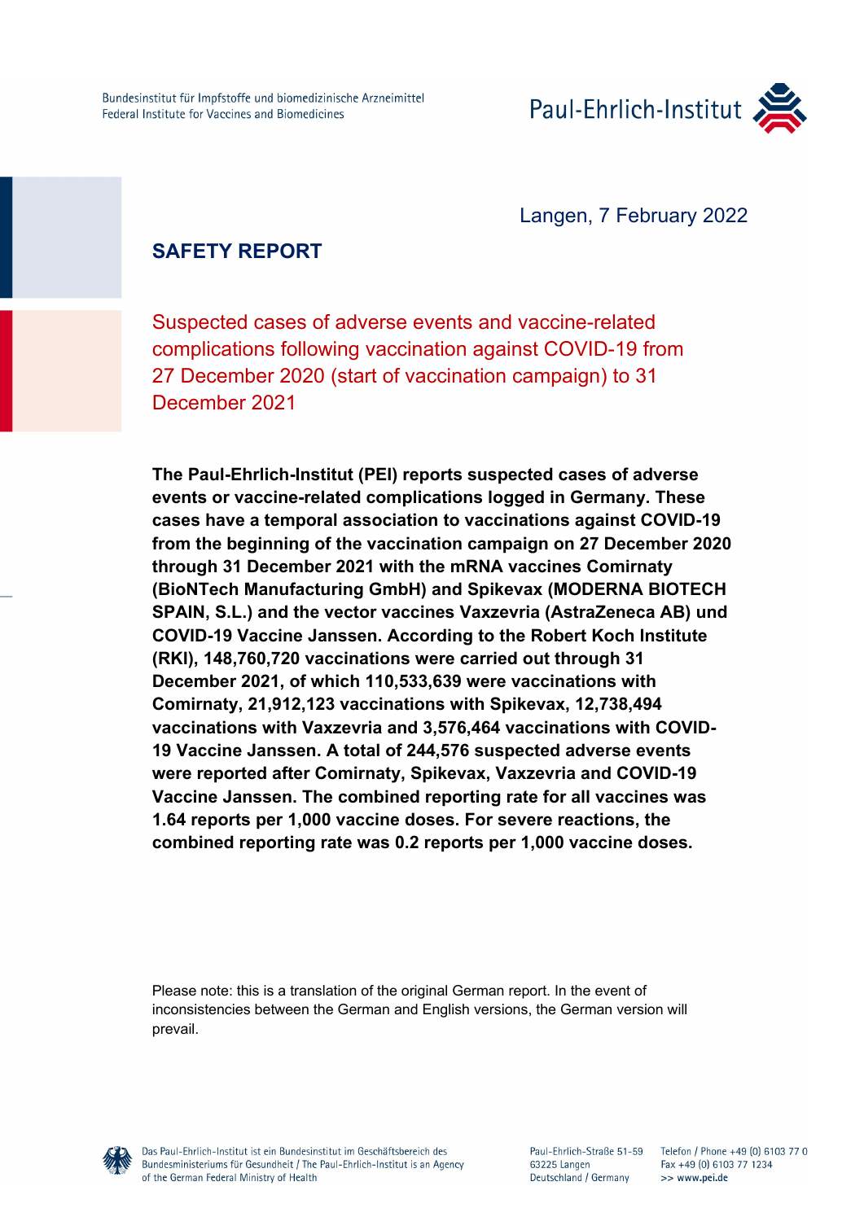Bundesinstitut für Impfstoffe und biomedizinische Arzneimittel
Federal Institute for Vaccines and Biomedicines

Paul-Ehrlich-Institut

Langen, 7 February 2022

# SAFETY REPORT

## Suspected cases of adverse events and vaccine-related complications following vaccination against COVID-19 from 27 December 2020 (start of vaccination campaign) to 31 December 2021

**The Paul-Ehrlich-Institut (PEI) reports suspected cases of adverse events or vaccine-related complications logged in Germany. These cases have a temporal association to vaccinations against COVID-19 from the beginning of the vaccination campaign on 27 December 2020 through 31 December 2021 with the mRNA vaccines Comirnaty (BioNTech Manufacturing GmbH) and Spikevax (MODERNA BIOTECH SPAIN, S.L.) and the vector vaccines Vaxzevria (AstraZeneca AB) und COVID-19 Vaccine Janssen. According to the Robert Koch Institute (RKI), 148,760,720 vaccinations were carried out through 31 December 2021, of which 110,533,639 were vaccinations with Comirnaty, 21,912,123 vaccinations with Spikevax, 12,738,494 vaccinations with Vaxzevria and 3,576,464 vaccinations with COVID-19 Vaccine Janssen. A total of 244,576 suspected adverse events were reported after Comirnaty, Spikevax, Vaxzevria and COVID-19 Vaccine Janssen. The combined reporting rate for all vaccines was 1.64 reports per 1,000 vaccine doses. For severe reactions, the combined reporting rate was 0.2 reports per 1,000 vaccine doses.**

Please note: this is a translation of the original German report. In the event of inconsistencies between the German and English versions, the German version will prevail.

Das Paul-Ehrlich-Institut ist ein Bundesinstitut im Geschäftsbereich des Bundesministeriums für Gesundheit / The Paul-Ehrlich-Institut is an Agency of the German Federal Ministry of Health

Paul-Ehrlich-Straße 51-59
63225 Langen
Deutschland / Germany

Telefon / Phone +49 (0) 6103 77 0
Fax +49 (0) 6103 77 1234
>> www.pei.de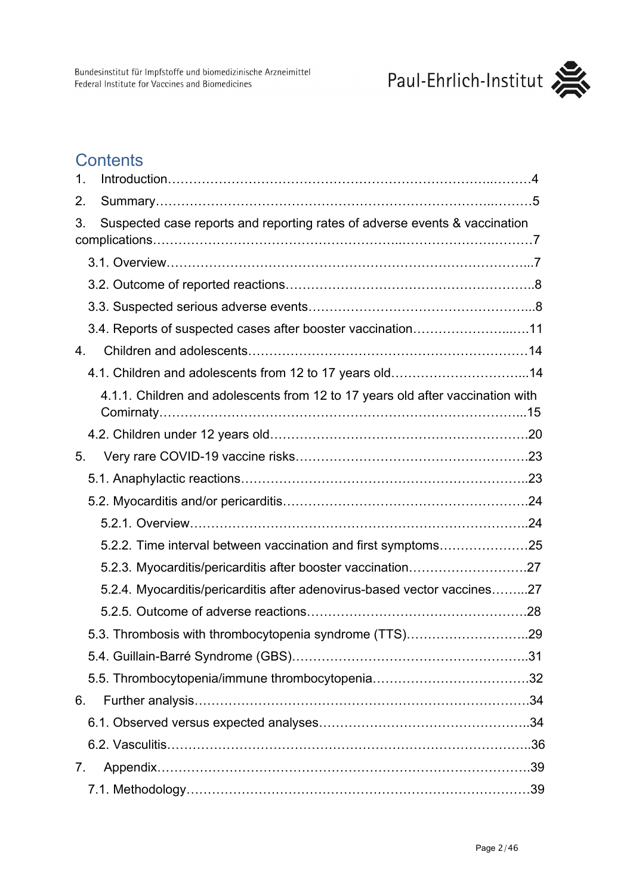# Contents

1. Introduction…………………………………………………………………………..………4
2. Summary……………………………………………………………………………..………5
3. Suspected case reports and reporting rates of adverse events & vaccination complications……………………………………………………..…………………….………7
   - 3.1. Overview………………………………………………………………………………...7
   - 3.2. Outcome of reported reactions…………………………………………………..8
   - 3.3. Suspected serious adverse events……………………………………………...8
   - 3.4. Reports of suspected cases after booster vaccination…………………...…11
4. Children and adolescents…………………………………………………………………14
   - 4.1. Children and adolescents from 12 to 17 years old…………………………...14
     - 4.1.1. Children and adolescents from 12 to 17 years old after vaccination with Comirnaty………………………………………………………………………...15
   - 4.2. Children under 12 years old……………………………………………………..20
5. Very rare COVID-19 vaccine risks………………………………………………..23
   - 5.1. Anaphylactic reactions…………………………………………………………..23
   - 5.2. Myocarditis and/or pericarditis…………………………………………………24
     - 5.2.1. Overview……………………………………………………………………..24
     - 5.2.2. Time interval between vaccination and first symptoms…………………25
     - 5.2.3. Myocarditis/pericarditis after booster vaccination………………………27
     - 5.2.4. Myocarditis/pericarditis after adenovirus-based vector vaccines……...27
     - 5.2.5. Outcome of adverse reactions…………………………………………….28
   - 5.3. Thrombosis with thrombocytopenia syndrome (TTS)………………………..29
   - 5.4. Guillain-Barré Syndrome (GBS)………………………………………………..31
   - 5.5. Thrombocytopenia/immune thrombocytopenia………………………………32
6. Further analysis……………………………………………………………………………34
   - 6.1. Observed versus expected analyses…………………………………………..34
   - 6.2. Vasculitis…………………………………………………………………………..36
7. Appendix……………………………………………………………………………………39
   - 7.1. Methodology……………………………………………………………………….39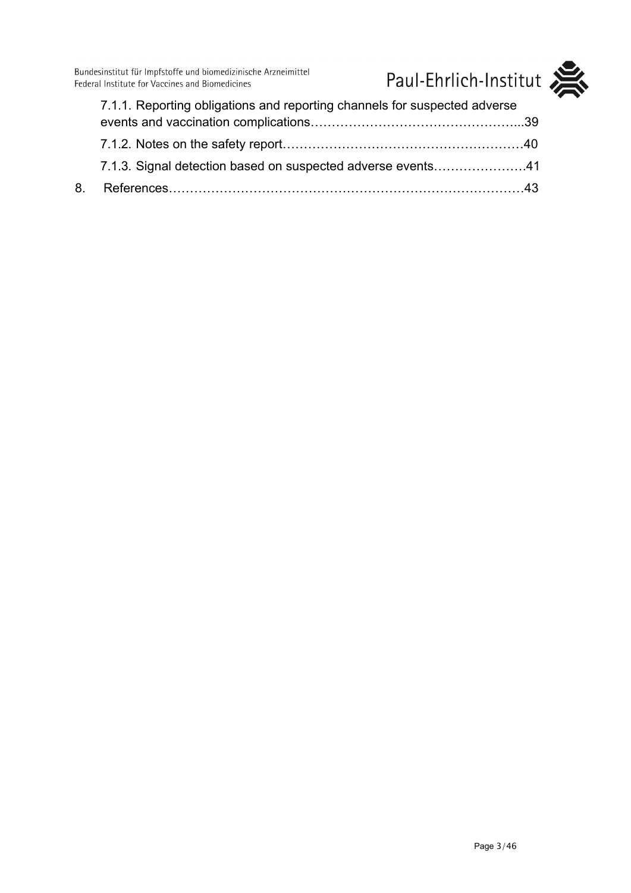7.1.1. Reporting obligations and reporting channels for suspected adverse events and vaccination complications…………………………………………...39

7.1.2. Notes on the safety report…………………………………………………40

7.1.3. Signal detection based on suspected adverse events………………….41

8. References…………………………………………………………………………43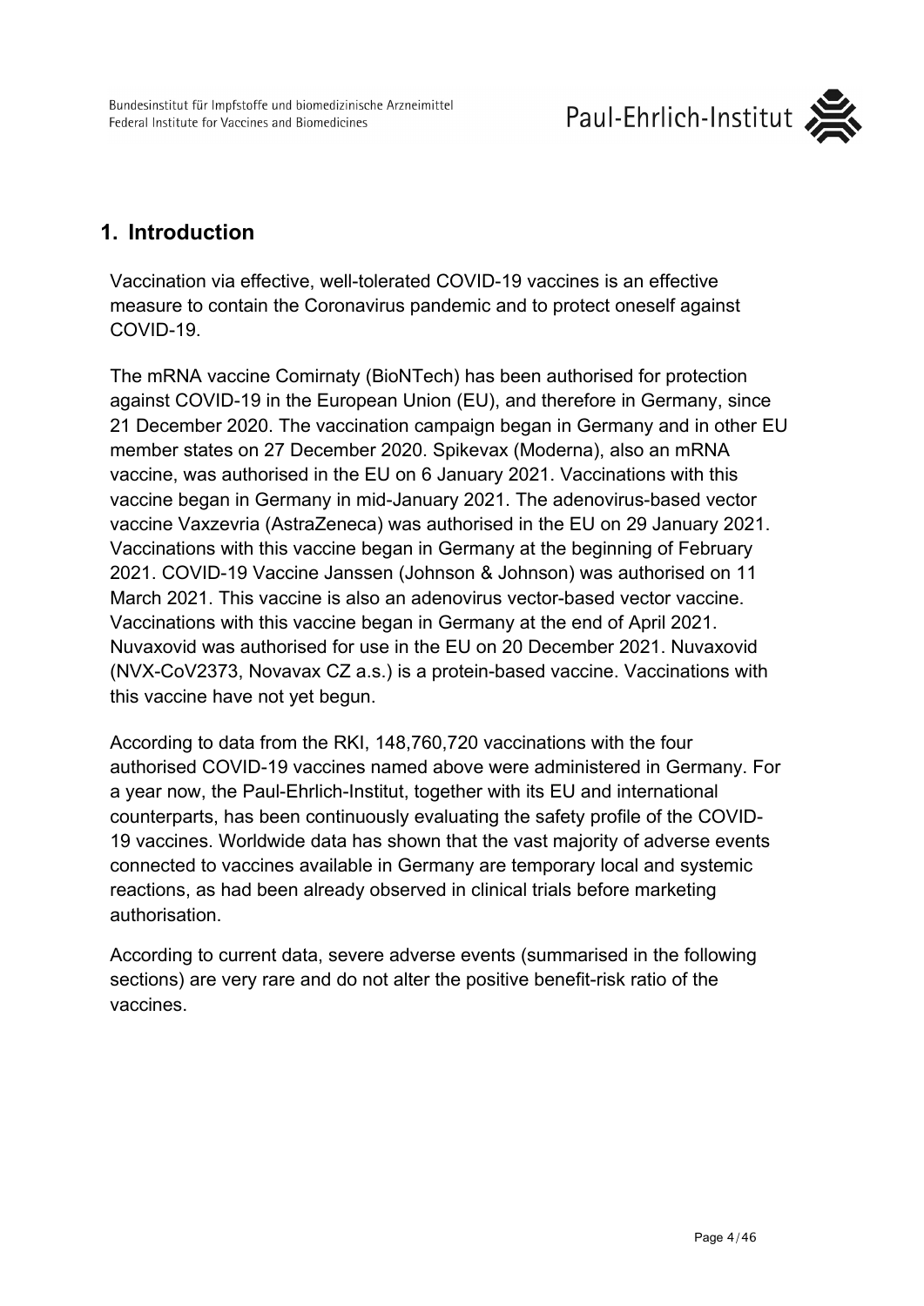## 1. Introduction

Vaccination via effective, well-tolerated COVID-19 vaccines is an effective measure to contain the Coronavirus pandemic and to protect oneself against COVID-19.

The mRNA vaccine Comirnaty (BioNTech) has been authorised for protection against COVID-19 in the European Union (EU), and therefore in Germany, since 21 December 2020. The vaccination campaign began in Germany and in other EU member states on 27 December 2020. Spikevax (Moderna), also an mRNA vaccine, was authorised in the EU on 6 January 2021. Vaccinations with this vaccine began in Germany in mid-January 2021. The adenovirus-based vector vaccine Vaxzevria (AstraZeneca) was authorised in the EU on 29 January 2021. Vaccinations with this vaccine began in Germany at the beginning of February 2021. COVID-19 Vaccine Janssen (Johnson & Johnson) was authorised on 11 March 2021. This vaccine is also an adenovirus vector-based vector vaccine. Vaccinations with this vaccine began in Germany at the end of April 2021. Nuvaxovid was authorised for use in the EU on 20 December 2021. Nuvaxovid (NVX-CoV2373, Novavax CZ a.s.) is a protein-based vaccine. Vaccinations with this vaccine have not yet begun.

According to data from the RKI, 148,760,720 vaccinations with the four authorised COVID-19 vaccines named above were administered in Germany. For a year now, the Paul-Ehrlich-Institut, together with its EU and international counterparts, has been continuously evaluating the safety profile of the COVID-19 vaccines. Worldwide data has shown that the vast majority of adverse events connected to vaccines available in Germany are temporary local and systemic reactions, as had been already observed in clinical trials before marketing authorisation.

According to current data, severe adverse events (summarised in the following sections) are very rare and do not alter the positive benefit-risk ratio of the vaccines.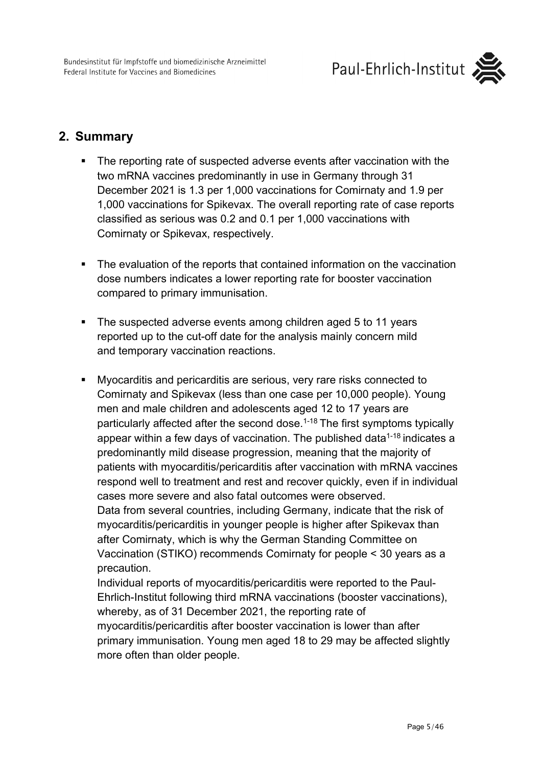## 2. Summary

- The reporting rate of suspected adverse events after vaccination with the two mRNA vaccines predominantly in use in Germany through 31 December 2021 is 1.3 per 1,000 vaccinations for Comirnaty and 1.9 per 1,000 vaccinations for Spikevax. The overall reporting rate of case reports classified as serious was 0.2 and 0.1 per 1,000 vaccinations with Comirnaty or Spikevax, respectively.

- The evaluation of the reports that contained information on the vaccination dose numbers indicates a lower reporting rate for booster vaccination compared to primary immunisation.

- The suspected adverse events among children aged 5 to 11 years reported up to the cut-off date for the analysis mainly concern mild and temporary vaccination reactions.

- Myocarditis and pericarditis are serious, very rare risks connected to Comirnaty and Spikevax (less than one case per 10,000 people). Young men and male children and adolescents aged 12 to 17 years are particularly affected after the second dose.[1-18] The first symptoms typically appear within a few days of vaccination. The published data[1-18] indicates a predominantly mild disease progression, meaning that the majority of patients with myocarditis/pericarditis after vaccination with mRNA vaccines respond well to treatment and rest and recover quickly, even if in individual cases more severe and also fatal outcomes were observed.
  Data from several countries, including Germany, indicate that the risk of myocarditis/pericarditis in younger people is higher after Spikevax than after Comirnaty, which is why the German Standing Committee on Vaccination (STIKO) recommends Comirnaty for people < 30 years as a precaution.
  Individual reports of myocarditis/pericarditis were reported to the Paul-Ehrlich-Institut following third mRNA vaccinations (booster vaccinations), whereby, as of 31 December 2021, the reporting rate of myocarditis/pericarditis after booster vaccination is lower than after primary immunisation. Young men aged 18 to 29 may be affected slightly more often than older people.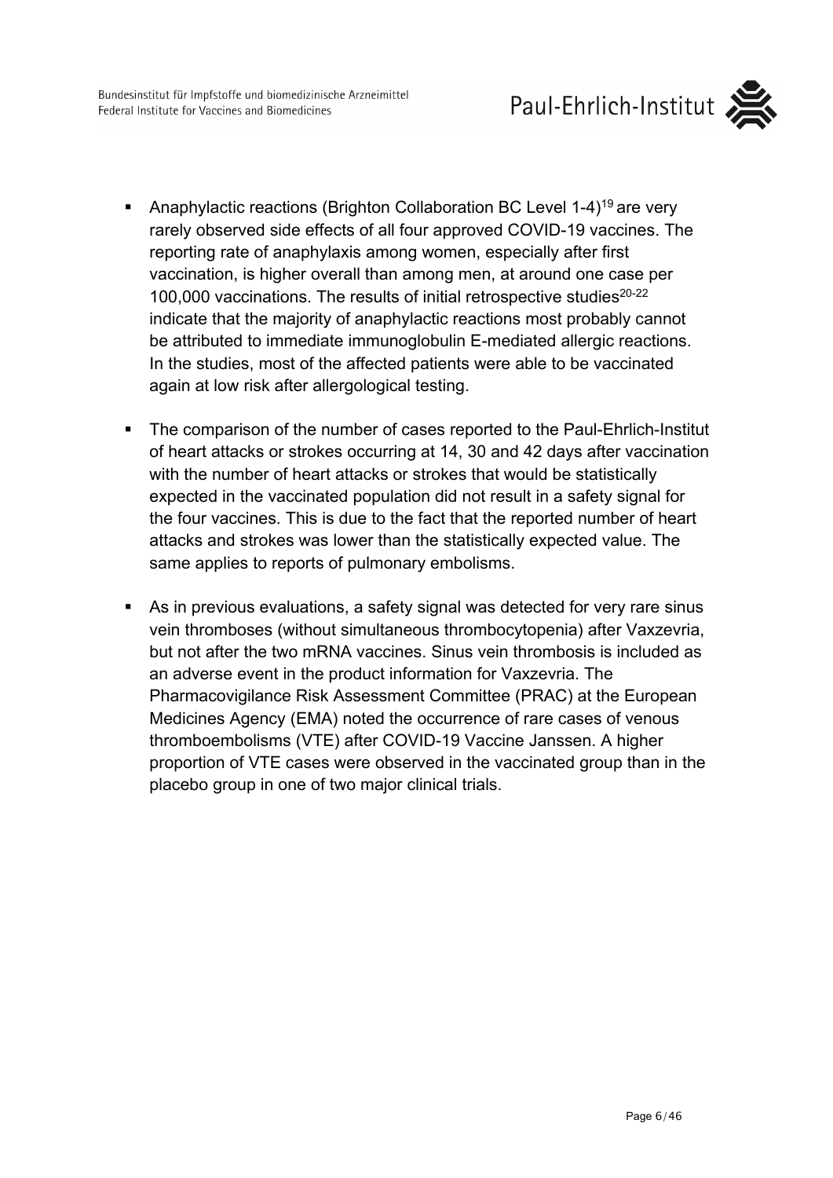- Anaphylactic reactions (Brighton Collaboration BC Level 1-4)[19] are very rarely observed side effects of all four approved COVID-19 vaccines. The reporting rate of anaphylaxis among women, especially after first vaccination, is higher overall than among men, at around one case per 100,000 vaccinations. The results of initial retrospective studies[20-22] indicate that the majority of anaphylactic reactions most probably cannot be attributed to immediate immunoglobulin E-mediated allergic reactions. In the studies, most of the affected patients were able to be vaccinated again at low risk after allergological testing.

- The comparison of the number of cases reported to the Paul-Ehrlich-Institut of heart attacks or strokes occurring at 14, 30 and 42 days after vaccination with the number of heart attacks or strokes that would be statistically expected in the vaccinated population did not result in a safety signal for the four vaccines. This is due to the fact that the reported number of heart attacks and strokes was lower than the statistically expected value. The same applies to reports of pulmonary embolisms.

- As in previous evaluations, a safety signal was detected for very rare sinus vein thromboses (without simultaneous thrombocytopenia) after Vaxzevria, but not after the two mRNA vaccines. Sinus vein thrombosis is included as an adverse event in the product information for Vaxzevria. The Pharmacovigilance Risk Assessment Committee (PRAC) at the European Medicines Agency (EMA) noted the occurrence of rare cases of venous thromboembolisms (VTE) after COVID-19 Vaccine Janssen. A higher proportion of VTE cases were observed in the vaccinated group than in the placebo group in one of two major clinical trials.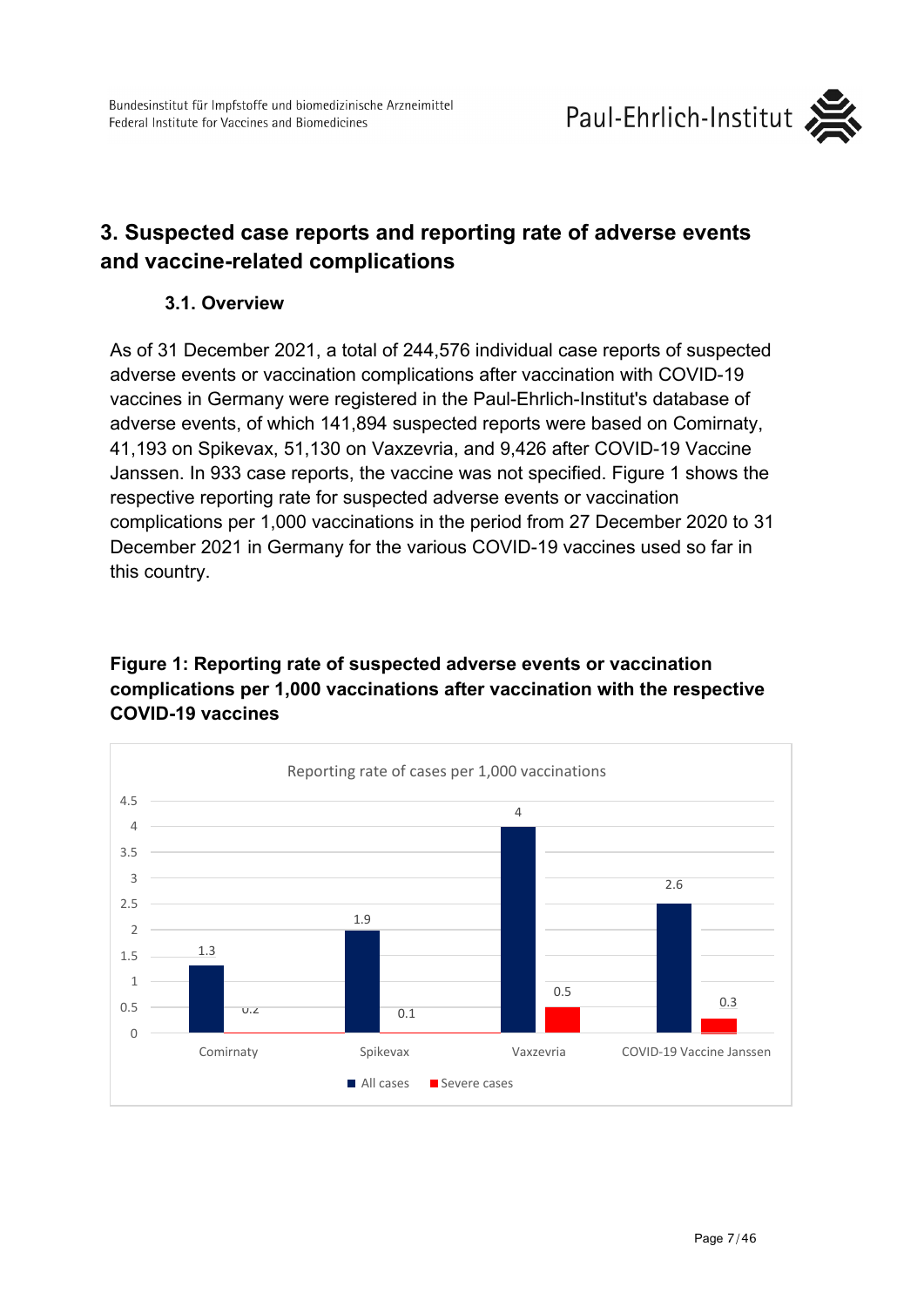# 3. Suspected case reports and reporting rate of adverse events and vaccine-related complications

## 3.1. Overview

As of 31 December 2021, a total of 244,576 individual case reports of suspected adverse events or vaccination complications after vaccination with COVID-19 vaccines in Germany were registered in the Paul-Ehrlich-Institut's database of adverse events, of which 141,894 suspected reports were based on Comirnaty, 41,193 on Spikevax, 51,130 on Vaxzevria, and 9,426 after COVID-19 Vaccine Janssen. In 933 case reports, the vaccine was not specified. Figure 1 shows the respective reporting rate for suspected adverse events or vaccination complications per 1,000 vaccinations in the period from 27 December 2020 to 31 December 2021 in Germany for the various COVID-19 vaccines used so far in this country.

**Figure 1: Reporting rate of suspected adverse events or vaccination complications per 1,000 vaccinations after vaccination with the respective COVID-19 vaccines**

Reporting rate of cases per 1,000 vaccinations

| | All cases | Severe cases |
|---|---|---|
| Comirnaty | 1.3 | 0.2 |
| Spikevax | 1.9 | 0.1 |
| Vaxzevria | 4 | 0.5 |
| COVID-19 Vaccine Janssen | 2.6 | 0.3 |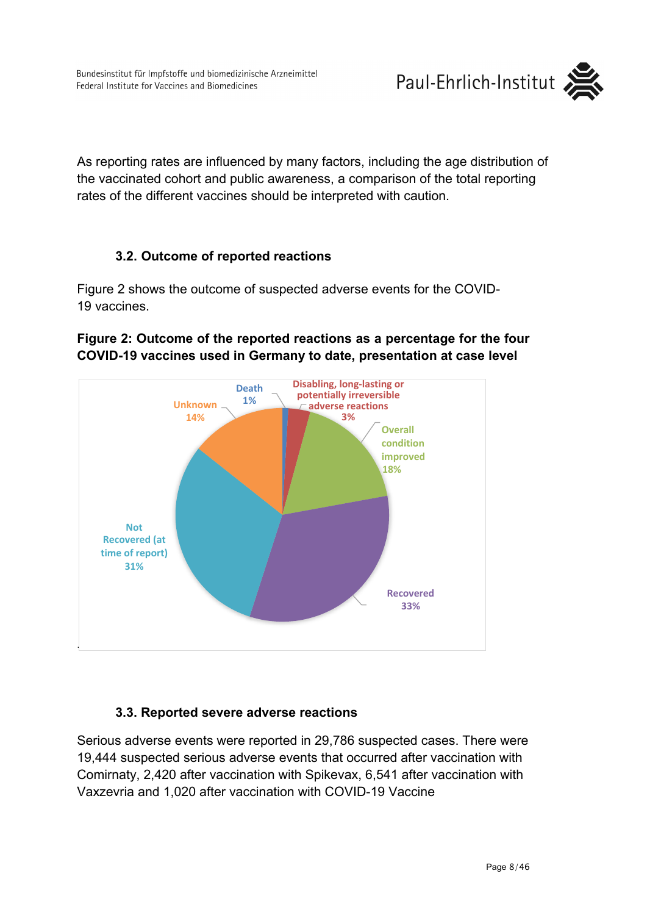As reporting rates are influenced by many factors, including the age distribution of the vaccinated cohort and public awareness, a comparison of the total reporting rates of the different vaccines should be interpreted with caution.

### 3.2. Outcome of reported reactions

Figure 2 shows the outcome of suspected adverse events for the COVID-19 vaccines.

**Figure 2: Outcome of the reported reactions as a percentage for the four COVID-19 vaccines used in Germany to date, presentation at case level**

| Outcome | Percentage |
|---|---|
| Death | 1% |
| Disabling, long-lasting or potentially irreversible adverse reactions | 3% |
| Overall condition improved | 18% |
| Recovered | 33% |
| Not Recovered (at time of report) | 31% |
| Unknown | 14% |

### 3.3. Reported severe adverse reactions

Serious adverse events were reported in 29,786 suspected cases. There were 19,444 suspected serious adverse events that occurred after vaccination with Comirnaty, 2,420 after vaccination with Spikevax, 6,541 after vaccination with Vaxzevria and 1,020 after vaccination with COVID-19 Vaccine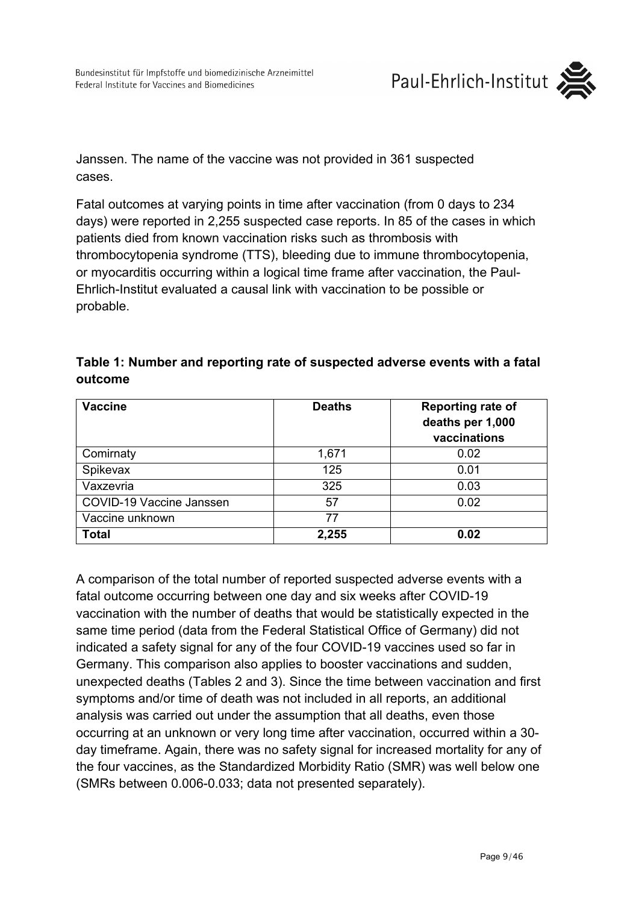Janssen. The name of the vaccine was not provided in 361 suspected cases.

Fatal outcomes at varying points in time after vaccination (from 0 days to 234 days) were reported in 2,255 suspected case reports. In 85 of the cases in which patients died from known vaccination risks such as thrombosis with thrombocytopenia syndrome (TTS), bleeding due to immune thrombocytopenia, or myocarditis occurring within a logical time frame after vaccination, the Paul-Ehrlich-Institut evaluated a causal link with vaccination to be possible or probable.

**Table 1: Number and reporting rate of suspected adverse events with a fatal outcome**

| Vaccine | Deaths | Reporting rate of deaths per 1,000 vaccinations |
|---|---|---|
| Comirnaty | 1,671 | 0.02 |
| Spikevax | 125 | 0.01 |
| Vaxzevria | 325 | 0.03 |
| COVID-19 Vaccine Janssen | 57 | 0.02 |
| Vaccine unknown | 77 | |
| **Total** | **2,255** | **0.02** |

A comparison of the total number of reported suspected adverse events with a fatal outcome occurring between one day and six weeks after COVID-19 vaccination with the number of deaths that would be statistically expected in the same time period (data from the Federal Statistical Office of Germany) did not indicated a safety signal for any of the four COVID-19 vaccines used so far in Germany. This comparison also applies to booster vaccinations and sudden, unexpected deaths (Tables 2 and 3). Since the time between vaccination and first symptoms and/or time of death was not included in all reports, an additional analysis was carried out under the assumption that all deaths, even those occurring at an unknown or very long time after vaccination, occurred within a 30-day timeframe. Again, there was no safety signal for increased mortality for any of the four vaccines, as the Standardized Morbidity Ratio (SMR) was well below one (SMRs between 0.006-0.033; data not presented separately).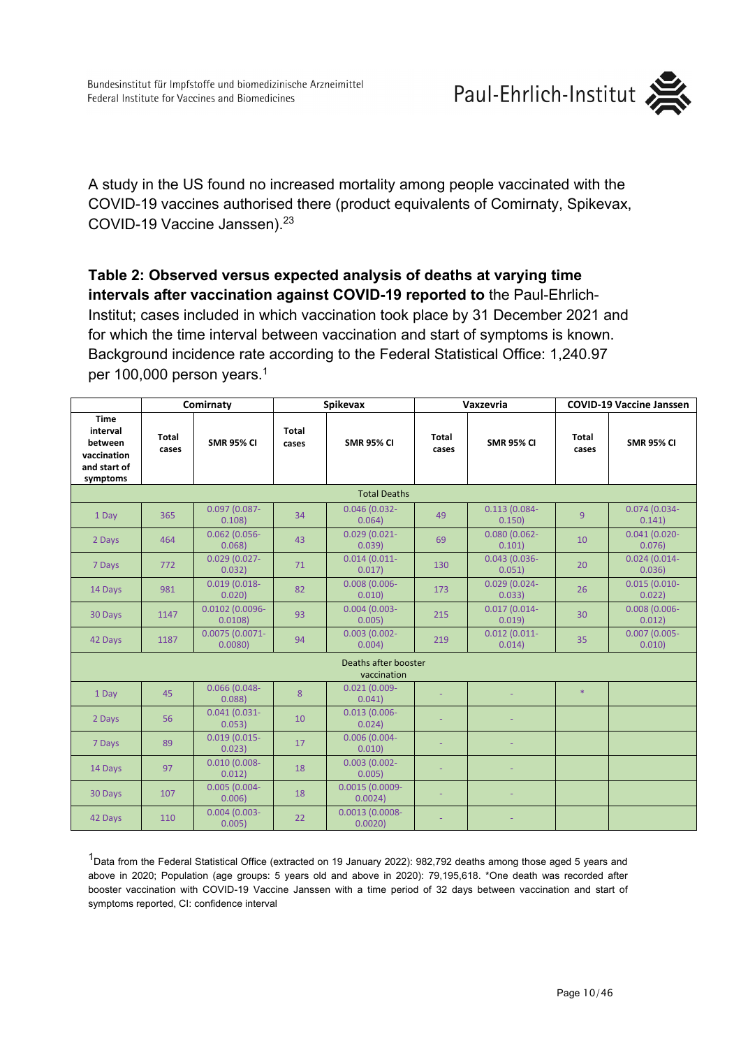A study in the US found no increased mortality among people vaccinated with the COVID-19 vaccines authorised there (product equivalents of Comirnaty, Spikevax, COVID-19 Vaccine Janssen).[23]

**Table 2: Observed versus expected analysis of deaths at varying time intervals after vaccination against COVID-19 reported to** the Paul-Ehrlich-Institut; cases included in which vaccination took place by 31 December 2021 and for which the time interval between vaccination and start of symptoms is known. Background incidence rate according to the Federal Statistical Office: 1,240.97 per 100,000 person years.[1]

| | Comirnaty | | Spikevax | | Vaxzevria | | COVID-19 Vaccine Janssen | |
|---|---|---|---|---|---|---|---|---|
| **Time interval between vaccination and start of symptoms** | **Total cases** | **SMR 95% CI** | **Total cases** | **SMR 95% CI** | **Total cases** | **SMR 95% CI** | **Total cases** | **SMR 95% CI** |
| Total Deaths | | | | | | | | |
| 1 Day | 365 | 0.097 (0.087-0.108) | 34 | 0.046 (0.032-0.064) | 49 | 0.113 (0.084-0.150) | 9 | 0.074 (0.034-0.141) |
| 2 Days | 464 | 0.062 (0.056-0.068) | 43 | 0.029 (0.021-0.039) | 69 | 0.080 (0.062-0.101) | 10 | 0.041 (0.020-0.076) |
| 7 Days | 772 | 0.029 (0.027-0.032) | 71 | 0.014 (0.011-0.017) | 130 | 0.043 (0.036-0.051) | 20 | 0.024 (0.014-0.036) |
| 14 Days | 981 | 0.019 (0.018-0.020) | 82 | 0.008 (0.006-0.010) | 173 | 0.029 (0.024-0.033) | 26 | 0.015 (0.010-0.022) |
| 30 Days | 1147 | 0.0102 (0.0096-0.0108) | 93 | 0.004 (0.003-0.005) | 215 | 0.017 (0.014-0.019) | 30 | 0.008 (0.006-0.012) |
| 42 Days | 1187 | 0.0075 (0.0071-0.0080) | 94 | 0.003 (0.002-0.004) | 219 | 0.012 (0.011-0.014) | 35 | 0.007 (0.005-0.010) |
| Deaths after booster vaccination | | | | | | | | |
| 1 Day | 45 | 0.066 (0.048-0.088) | 8 | 0.021 (0.009-0.041) | - | - | * | |
| 2 Days | 56 | 0.041 (0.031-0.053) | 10 | 0.013 (0.006-0.024) | - | - | | |
| 7 Days | 89 | 0.019 (0.015-0.023) | 17 | 0.006 (0.004-0.010) | - | - | | |
| 14 Days | 97 | 0.010 (0.008-0.012) | 18 | 0.003 (0.002-0.005) | - | - | | |
| 30 Days | 107 | 0.005 (0.004-0.006) | 18 | 0.0015 (0.0009-0.0024) | - | - | | |
| 42 Days | 110 | 0.004 (0.003-0.005) | 22 | 0.0013 (0.0008-0.0020) | - | - | | |

[1]Data from the Federal Statistical Office (extracted on 19 January 2022): 982,792 deaths among those aged 5 years and above in 2020; Population (age groups: 5 years old and above in 2020): 79,195,618. *One death was recorded after booster vaccination with COVID-19 Vaccine Janssen with a time period of 32 days between vaccination and start of symptoms reported, CI: confidence interval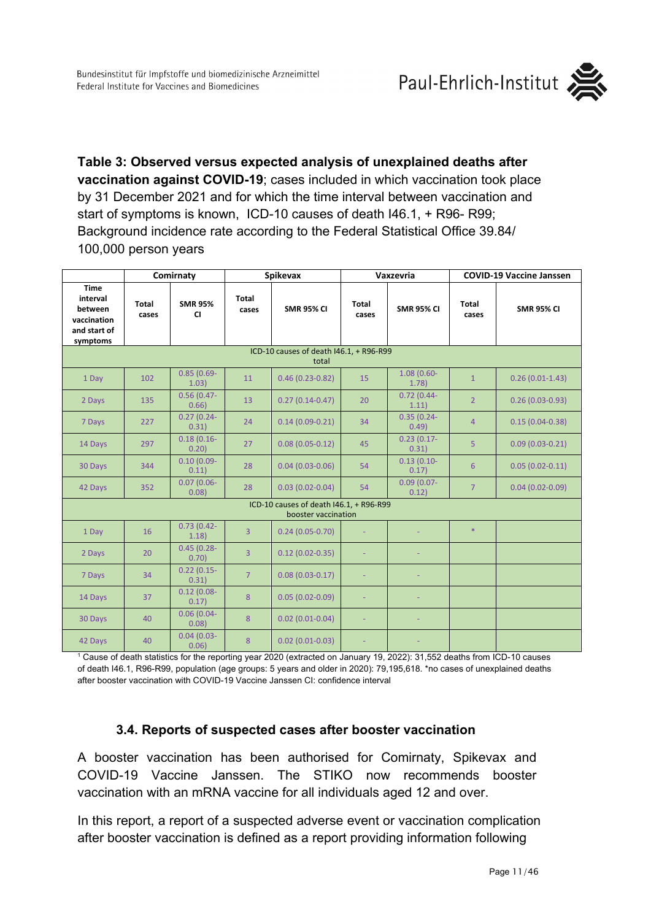**Table 3: Observed versus expected analysis of unexplained deaths after vaccination against COVID-19**; cases included in which vaccination took place by 31 December 2021 and for which the time interval between vaccination and start of symptoms is known, ICD-10 causes of death I46.1, + R96- R99; Background incidence rate according to the Federal Statistical Office 39.84/ 100,000 person years

| | Comirnaty | | Spikevax | | Vaxzevria | | COVID-19 Vaccine Janssen | |
|---|---|---|---|---|---|---|---|---|
| Time interval between vaccination and start of symptoms | Total cases | SMR 95% CI | Total cases | SMR 95% CI | Total cases | SMR 95% CI | Total cases | SMR 95% CI |
| ICD-10 causes of death I46.1, + R96-R99 total | | | | | | | | |
| 1 Day | 102 | 0.85 (0.69-1.03) | 11 | 0.46 (0.23-0.82) | 15 | 1.08 (0.60-1.78) | 1 | 0.26 (0.01-1.43) |
| 2 Days | 135 | 0.56 (0.47-0.66) | 13 | 0.27 (0.14-0.47) | 20 | 0.72 (0.44-1.11) | 2 | 0.26 (0.03-0.93) |
| 7 Days | 227 | 0.27 (0.24-0.31) | 24 | 0.14 (0.09-0.21) | 34 | 0.35 (0.24-0.49) | 4 | 0.15 (0.04-0.38) |
| 14 Days | 297 | 0.18 (0.16-0.20) | 27 | 0.08 (0.05-0.12) | 45 | 0.23 (0.17-0.31) | 5 | 0.09 (0.03-0.21) |
| 30 Days | 344 | 0.10 (0.09-0.11) | 28 | 0.04 (0.03-0.06) | 54 | 0.13 (0.10-0.17) | 6 | 0.05 (0.02-0.11) |
| 42 Days | 352 | 0.07 (0.06-0.08) | 28 | 0.03 (0.02-0.04) | 54 | 0.09 (0.07-0.12) | 7 | 0.04 (0.02-0.09) |
| ICD-10 causes of death I46.1, + R96-R99 booster vaccination | | | | | | | | |
| 1 Day | 16 | 0.73 (0.42-1.18) | 3 | 0.24 (0.05-0.70) | - | - | * | |
| 2 Days | 20 | 0.45 (0.28-0.70) | 3 | 0.12 (0.02-0.35) | - | - | | |
| 7 Days | 34 | 0.22 (0.15-0.31) | 7 | 0.08 (0.03-0.17) | - | - | | |
| 14 Days | 37 | 0.12 (0.08-0.17) | 8 | 0.05 (0.02-0.09) | - | - | | |
| 30 Days | 40 | 0.06 (0.04-0.08) | 8 | 0.02 (0.01-0.04) | - | - | | |
| 42 Days | 40 | 0.04 (0.03-0.06) | 8 | 0.02 (0.01-0.03) | - | - | | |

[1] Cause of death statistics for the reporting year 2020 (extracted on January 19, 2022): 31,552 deaths from ICD-10 causes of death I46.1, R96-R99, population (age groups: 5 years and older in 2020): 79,195,618. *no cases of unexplained deaths after booster vaccination with COVID-19 Vaccine Janssen CI: confidence interval

### 3.4. Reports of suspected cases after booster vaccination

A booster vaccination has been authorised for Comirnaty, Spikevax and COVID-19 Vaccine Janssen. The STIKO now recommends booster vaccination with an mRNA vaccine for all individuals aged 12 and over.

In this report, a report of a suspected adverse event or vaccination complication after booster vaccination is defined as a report providing information following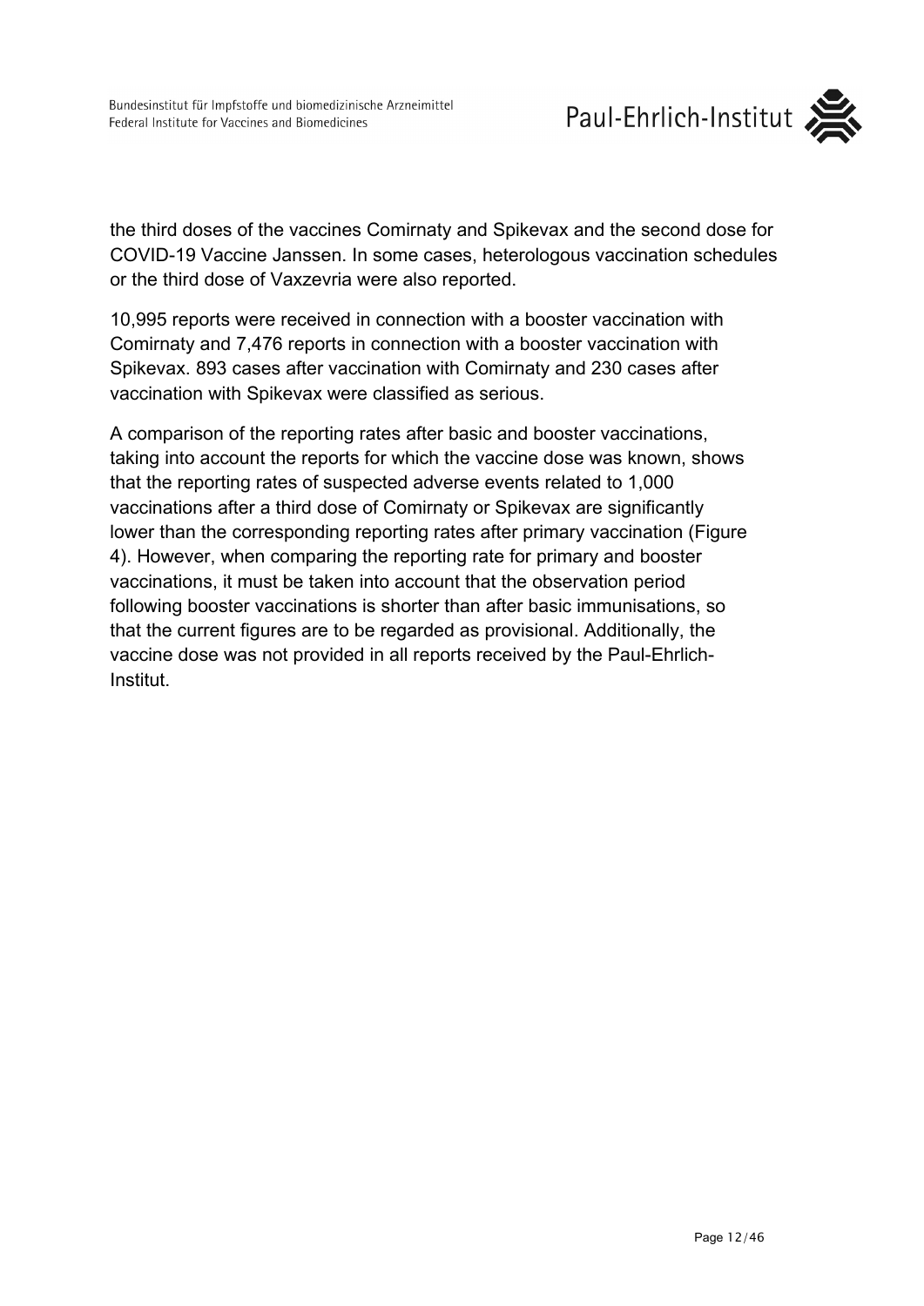the third doses of the vaccines Comirnaty and Spikevax and the second dose for COVID-19 Vaccine Janssen. In some cases, heterologous vaccination schedules or the third dose of Vaxzevria were also reported.

10,995 reports were received in connection with a booster vaccination with Comirnaty and 7,476 reports in connection with a booster vaccination with Spikevax. 893 cases after vaccination with Comirnaty and 230 cases after vaccination with Spikevax were classified as serious.

A comparison of the reporting rates after basic and booster vaccinations, taking into account the reports for which the vaccine dose was known, shows that the reporting rates of suspected adverse events related to 1,000 vaccinations after a third dose of Comirnaty or Spikevax are significantly lower than the corresponding reporting rates after primary vaccination (Figure 4). However, when comparing the reporting rate for primary and booster vaccinations, it must be taken into account that the observation period following booster vaccinations is shorter than after basic immunisations, so that the current figures are to be regarded as provisional. Additionally, the vaccine dose was not provided in all reports received by the Paul-Ehrlich-Institut.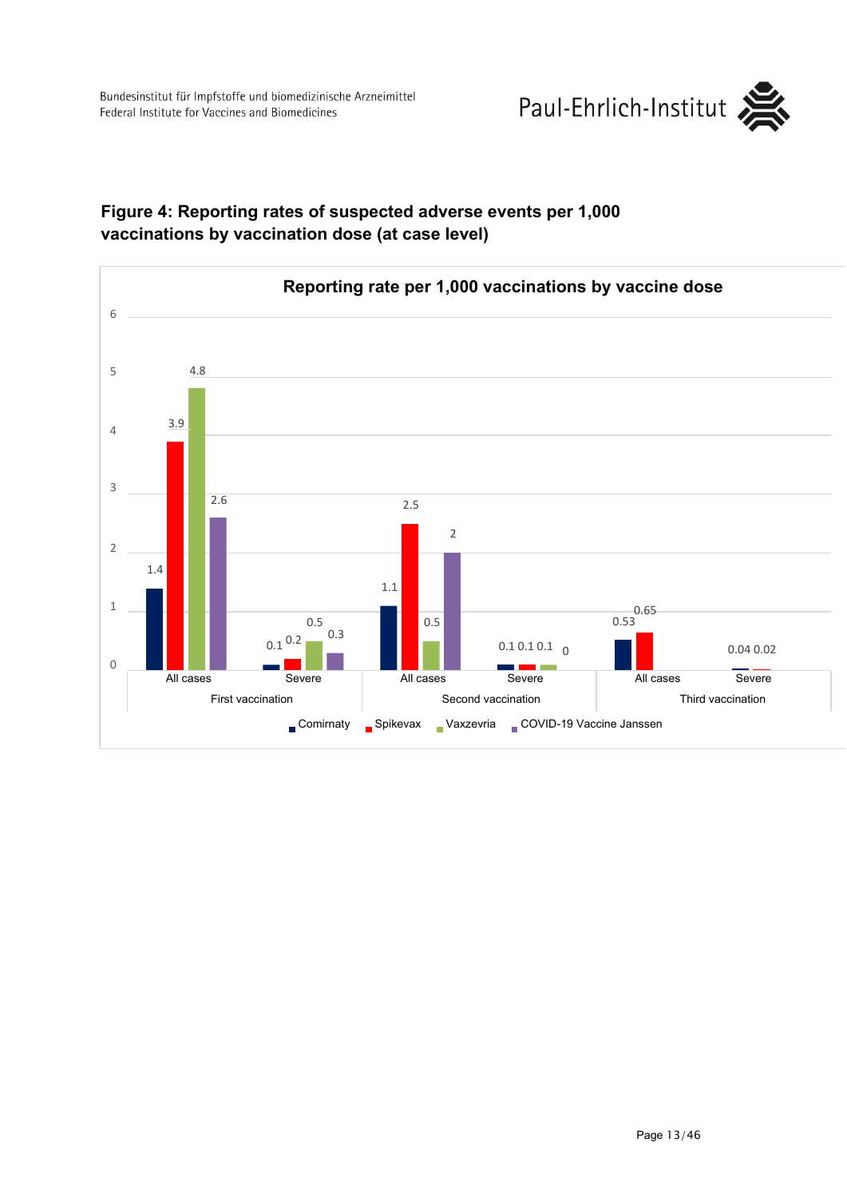**Figure 4: Reporting rates of suspected adverse events per 1,000 vaccinations by vaccination dose (at case level)**

**Reporting rate per 1,000 vaccinations by vaccine dose**

| Vaccination | Cases | Comirnaty | Spikevax | Vaxzevria | COVID-19 Vaccine Janssen |
|---|---|---|---|---|---|
| First vaccination | All cases | 1.4 | 3.9 | 4.8 | 2.6 |
| | Severe | 0.1 | 0.2 | 0.5 | 0.3 |
| Second vaccination | All cases | 1.1 | 2.5 | 0.5 | 2 |
| | Severe | 0.1 | 0.1 | 0.1 | 0 |
| Third vaccination | All cases | 0.53 | 0.65 | | |
| | Severe | 0.04 | 0.02 | | |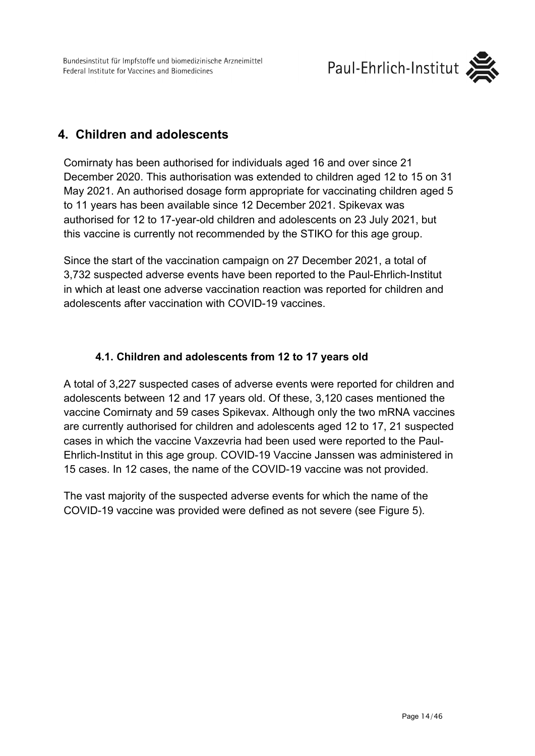## 4. Children and adolescents

Comirnaty has been authorised for individuals aged 16 and over since 21 December 2020. This authorisation was extended to children aged 12 to 15 on 31 May 2021. An authorised dosage form appropriate for vaccinating children aged 5 to 11 years has been available since 12 December 2021. Spikevax was authorised for 12 to 17-year-old children and adolescents on 23 July 2021, but this vaccine is currently not recommended by the STIKO for this age group.

Since the start of the vaccination campaign on 27 December 2021, a total of 3,732 suspected adverse events have been reported to the Paul-Ehrlich-Institut in which at least one adverse vaccination reaction was reported for children and adolescents after vaccination with COVID-19 vaccines.

### 4.1. Children and adolescents from 12 to 17 years old

A total of 3,227 suspected cases of adverse events were reported for children and adolescents between 12 and 17 years old. Of these, 3,120 cases mentioned the vaccine Comirnaty and 59 cases Spikevax. Although only the two mRNA vaccines are currently authorised for children and adolescents aged 12 to 17, 21 suspected cases in which the vaccine Vaxzevria had been used were reported to the Paul-Ehrlich-Institut in this age group. COVID-19 Vaccine Janssen was administered in 15 cases. In 12 cases, the name of the COVID-19 vaccine was not provided.

The vast majority of the suspected adverse events for which the name of the COVID-19 vaccine was provided were defined as not severe (see Figure 5).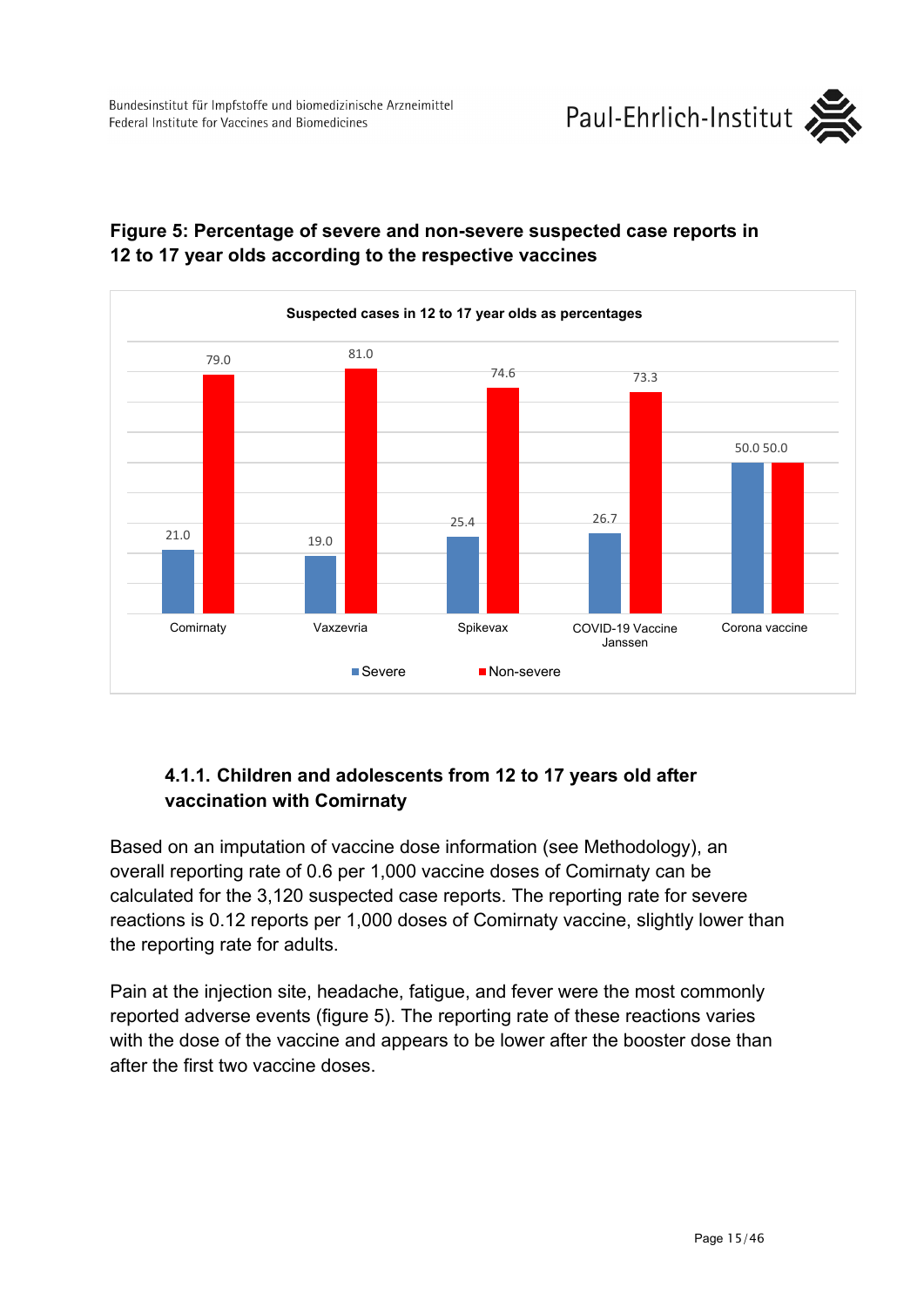**Figure 5: Percentage of severe and non-severe suspected case reports in 12 to 17 year olds according to the respective vaccines**

Suspected cases in 12 to 17 year olds as percentages

| | Severe | Non-severe |
|---|---|---|
| Comirnaty | 21.0 | 79.0 |
| Vaxzevria | 19.0 | 81.0 |
| Spikevax | 25.4 | 74.6 |
| COVID-19 Vaccine Janssen | 26.7 | 73.3 |
| Corona vaccine | 50.0 | 50.0 |

### 4.1.1. Children and adolescents from 12 to 17 years old after vaccination with Comirnaty

Based on an imputation of vaccine dose information (see Methodology), an overall reporting rate of 0.6 per 1,000 vaccine doses of Comirnaty can be calculated for the 3,120 suspected case reports. The reporting rate for severe reactions is 0.12 reports per 1,000 doses of Comirnaty vaccine, slightly lower than the reporting rate for adults.

Pain at the injection site, headache, fatigue, and fever were the most commonly reported adverse events (figure 5). The reporting rate of these reactions varies with the dose of the vaccine and appears to be lower after the booster dose than after the first two vaccine doses.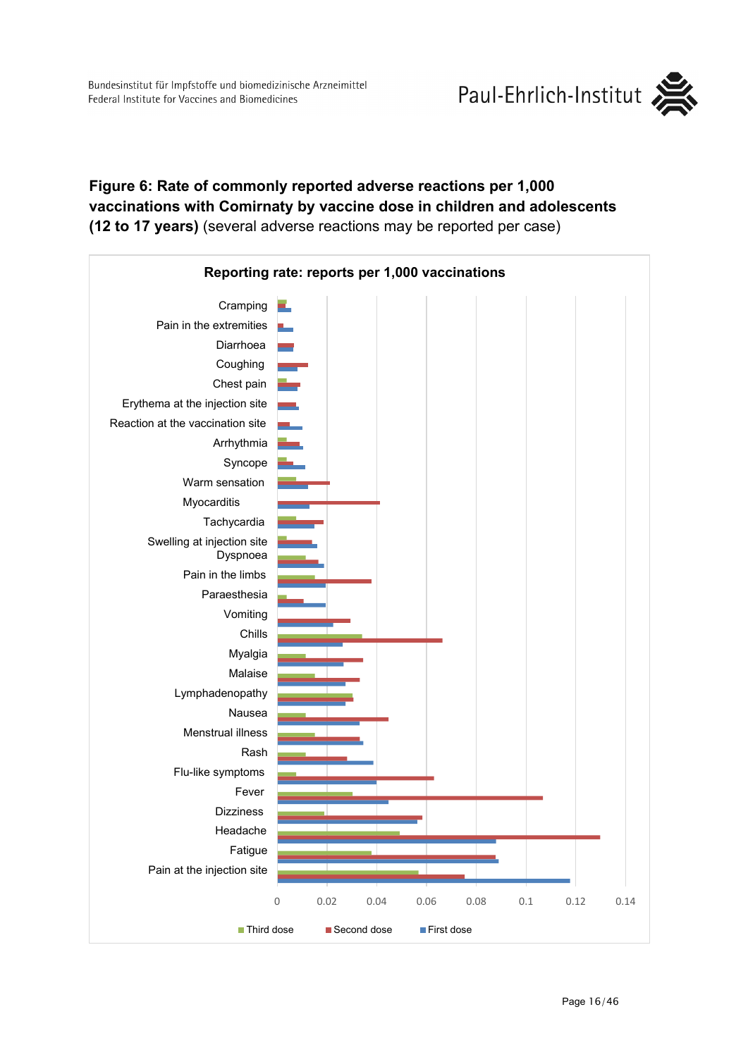**Figure 6: Rate of commonly reported adverse reactions per 1,000 vaccinations with Comirnaty by vaccine dose in children and adolescents (12 to 17 years)** (several adverse reactions may be reported per case)

Reporting rate: reports per 1,000 vaccinations

Cramping
Pain in the extremities
Diarrhoea
Coughing
Chest pain
Erythema at the injection site
Reaction at the vaccination site
Arrhythmia
Syncope
Warm sensation
Myocarditis
Tachycardia
Swelling at injection site
Dyspnoea
Pain in the limbs
Paraesthesia
Vomiting
Chills
Myalgia
Malaise
Lymphadenopathy
Nausea
Menstrual illness
Rash
Flu-like symptoms
Fever
Dizziness
Headache
Fatigue
Pain at the injection site

0 0.02 0.04 0.06 0.08 0.1 0.12 0.14

Third dose Second dose First dose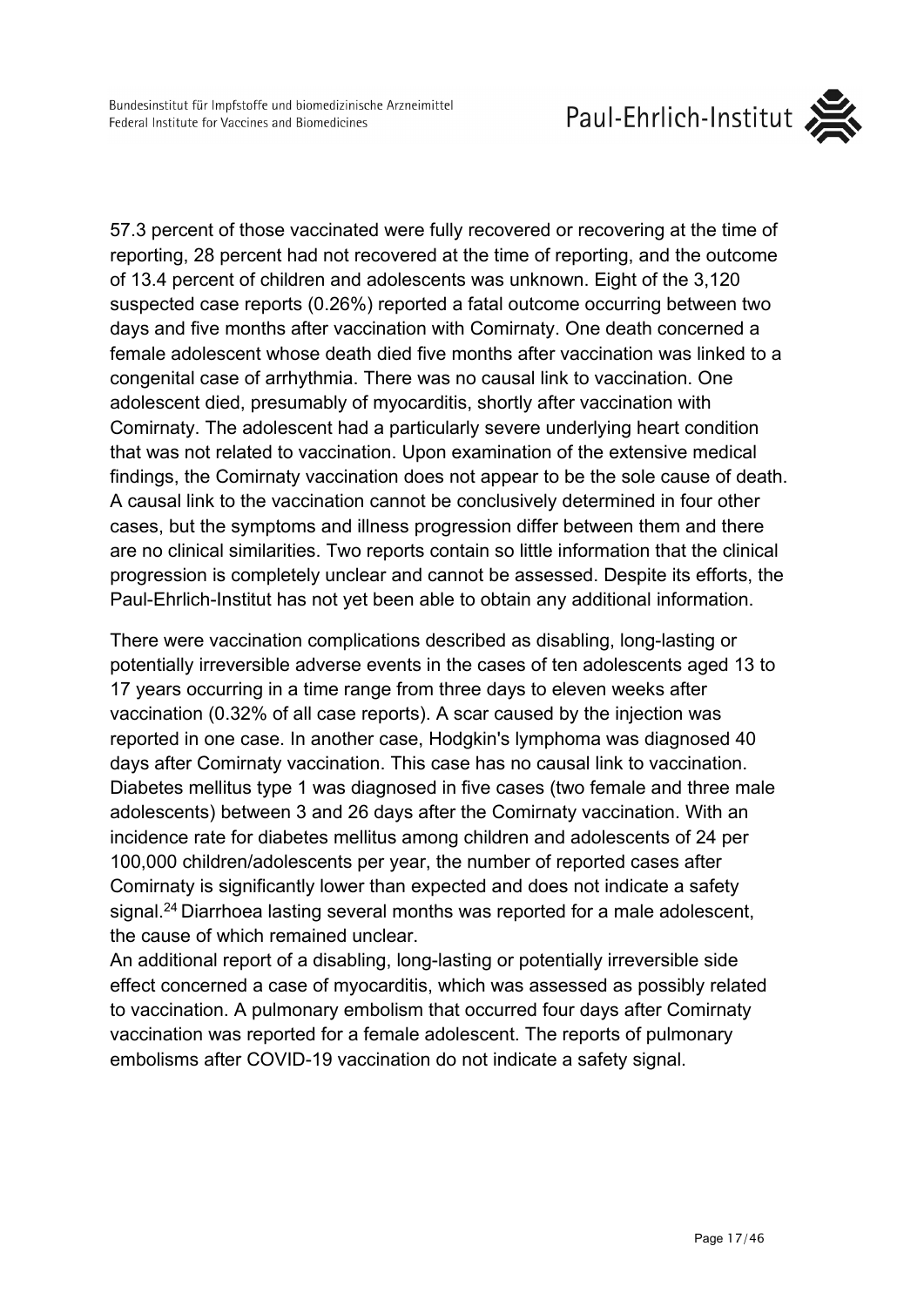57.3 percent of those vaccinated were fully recovered or recovering at the time of reporting, 28 percent had not recovered at the time of reporting, and the outcome of 13.4 percent of children and adolescents was unknown. Eight of the 3,120 suspected case reports (0.26%) reported a fatal outcome occurring between two days and five months after vaccination with Comirnaty. One death concerned a female adolescent whose death died five months after vaccination was linked to a congenital case of arrhythmia. There was no causal link to vaccination. One adolescent died, presumably of myocarditis, shortly after vaccination with Comirnaty. The adolescent had a particularly severe underlying heart condition that was not related to vaccination. Upon examination of the extensive medical findings, the Comirnaty vaccination does not appear to be the sole cause of death. A causal link to the vaccination cannot be conclusively determined in four other cases, but the symptoms and illness progression differ between them and there are no clinical similarities. Two reports contain so little information that the clinical progression is completely unclear and cannot be assessed. Despite its efforts, the Paul-Ehrlich-Institut has not yet been able to obtain any additional information.

There were vaccination complications described as disabling, long-lasting or potentially irreversible adverse events in the cases of ten adolescents aged 13 to 17 years occurring in a time range from three days to eleven weeks after vaccination (0.32% of all case reports). A scar caused by the injection was reported in one case. In another case, Hodgkin's lymphoma was diagnosed 40 days after Comirnaty vaccination. This case has no causal link to vaccination. Diabetes mellitus type 1 was diagnosed in five cases (two female and three male adolescents) between 3 and 26 days after the Comirnaty vaccination. With an incidence rate for diabetes mellitus among children and adolescents of 24 per 100,000 children/adolescents per year, the number of reported cases after Comirnaty is significantly lower than expected and does not indicate a safety signal.[24] Diarrhoea lasting several months was reported for a male adolescent, the cause of which remained unclear.

An additional report of a disabling, long-lasting or potentially irreversible side effect concerned a case of myocarditis, which was assessed as possibly related to vaccination. A pulmonary embolism that occurred four days after Comirnaty vaccination was reported for a female adolescent. The reports of pulmonary embolisms after COVID-19 vaccination do not indicate a safety signal.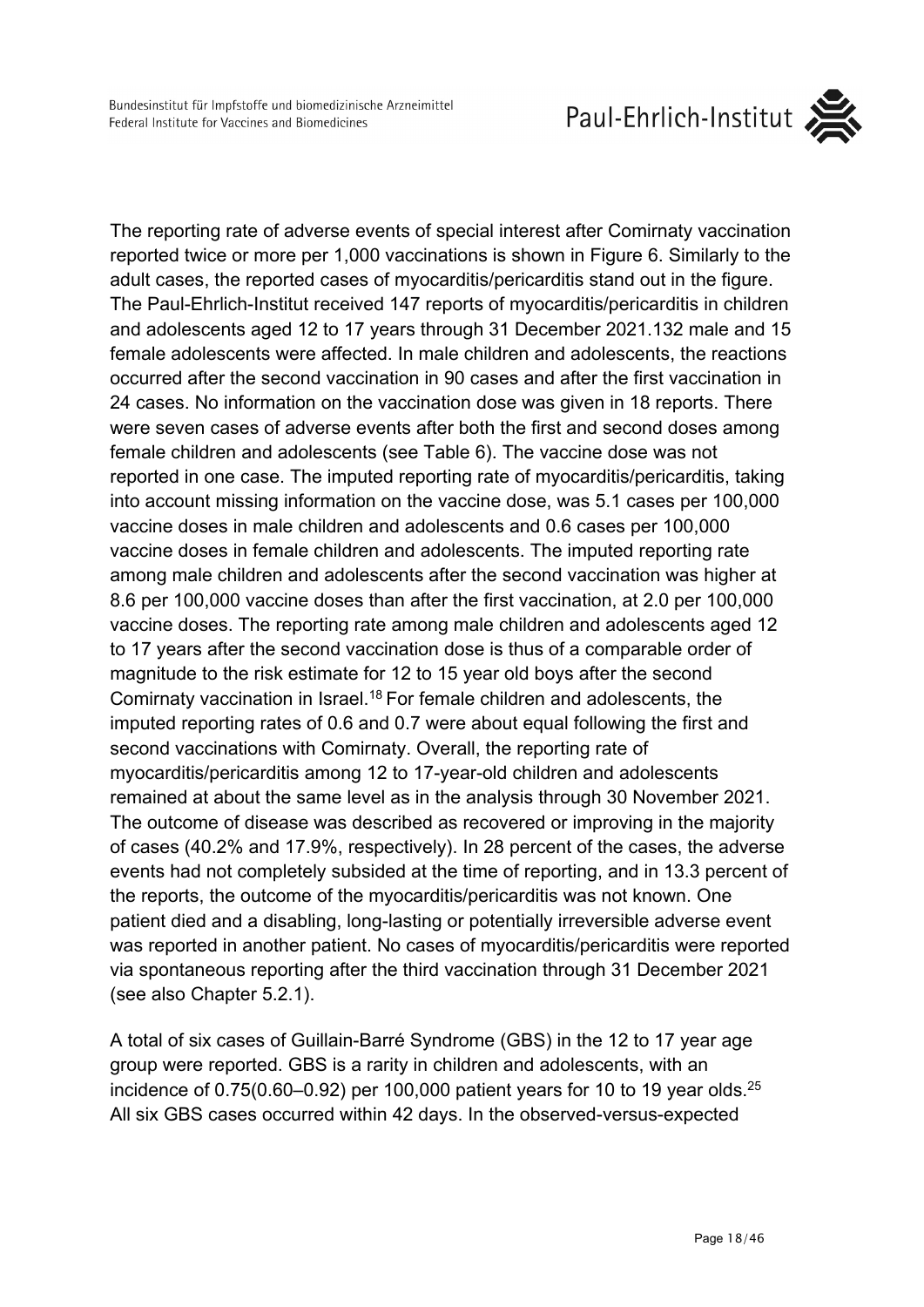The reporting rate of adverse events of special interest after Comirnaty vaccination reported twice or more per 1,000 vaccinations is shown in Figure 6. Similarly to the adult cases, the reported cases of myocarditis/pericarditis stand out in the figure. The Paul-Ehrlich-Institut received 147 reports of myocarditis/pericarditis in children and adolescents aged 12 to 17 years through 31 December 2021.132 male and 15 female adolescents were affected. In male children and adolescents, the reactions occurred after the second vaccination in 90 cases and after the first vaccination in 24 cases. No information on the vaccination dose was given in 18 reports. There were seven cases of adverse events after both the first and second doses among female children and adolescents (see Table 6). The vaccine dose was not reported in one case. The imputed reporting rate of myocarditis/pericarditis, taking into account missing information on the vaccine dose, was 5.1 cases per 100,000 vaccine doses in male children and adolescents and 0.6 cases per 100,000 vaccine doses in female children and adolescents. The imputed reporting rate among male children and adolescents after the second vaccination was higher at 8.6 per 100,000 vaccine doses than after the first vaccination, at 2.0 per 100,000 vaccine doses. The reporting rate among male children and adolescents aged 12 to 17 years after the second vaccination dose is thus of a comparable order of magnitude to the risk estimate for 12 to 15 year old boys after the second Comirnaty vaccination in Israel.[18] For female children and adolescents, the imputed reporting rates of 0.6 and 0.7 were about equal following the first and second vaccinations with Comirnaty. Overall, the reporting rate of myocarditis/pericarditis among 12 to 17-year-old children and adolescents remained at about the same level as in the analysis through 30 November 2021. The outcome of disease was described as recovered or improving in the majority of cases (40.2% and 17.9%, respectively). In 28 percent of the cases, the adverse events had not completely subsided at the time of reporting, and in 13.3 percent of the reports, the outcome of the myocarditis/pericarditis was not known. One patient died and a disabling, long-lasting or potentially irreversible adverse event was reported in another patient. No cases of myocarditis/pericarditis were reported via spontaneous reporting after the third vaccination through 31 December 2021 (see also Chapter 5.2.1).

A total of six cases of Guillain-Barré Syndrome (GBS) in the 12 to 17 year age group were reported. GBS is a rarity in children and adolescents, with an incidence of 0.75(0.60–0.92) per 100,000 patient years for 10 to 19 year olds.[25] All six GBS cases occurred within 42 days. In the observed-versus-expected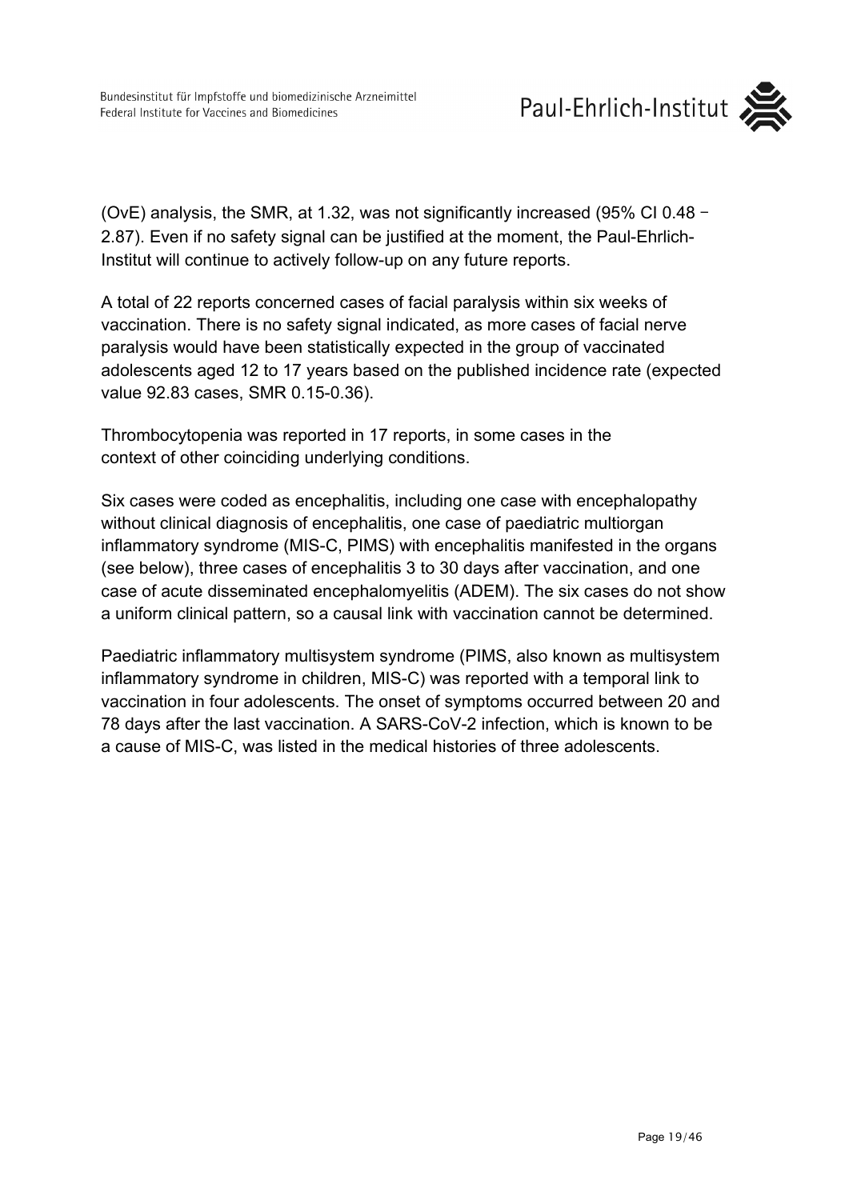(OvE) analysis, the SMR, at 1.32, was not significantly increased (95% CI 0.48 – 2.87). Even if no safety signal can be justified at the moment, the Paul-Ehrlich-Institut will continue to actively follow-up on any future reports.

A total of 22 reports concerned cases of facial paralysis within six weeks of vaccination. There is no safety signal indicated, as more cases of facial nerve paralysis would have been statistically expected in the group of vaccinated adolescents aged 12 to 17 years based on the published incidence rate (expected value 92.83 cases, SMR 0.15-0.36).

Thrombocytopenia was reported in 17 reports, in some cases in the context of other coinciding underlying conditions.

Six cases were coded as encephalitis, including one case with encephalopathy without clinical diagnosis of encephalitis, one case of paediatric multiorgan inflammatory syndrome (MIS-C, PIMS) with encephalitis manifested in the organs (see below), three cases of encephalitis 3 to 30 days after vaccination, and one case of acute disseminated encephalomyelitis (ADEM). The six cases do not show a uniform clinical pattern, so a causal link with vaccination cannot be determined.

Paediatric inflammatory multisystem syndrome (PIMS, also known as multisystem inflammatory syndrome in children, MIS-C) was reported with a temporal link to vaccination in four adolescents. The onset of symptoms occurred between 20 and 78 days after the last vaccination. A SARS-CoV-2 infection, which is known to be a cause of MIS-C, was listed in the medical histories of three adolescents.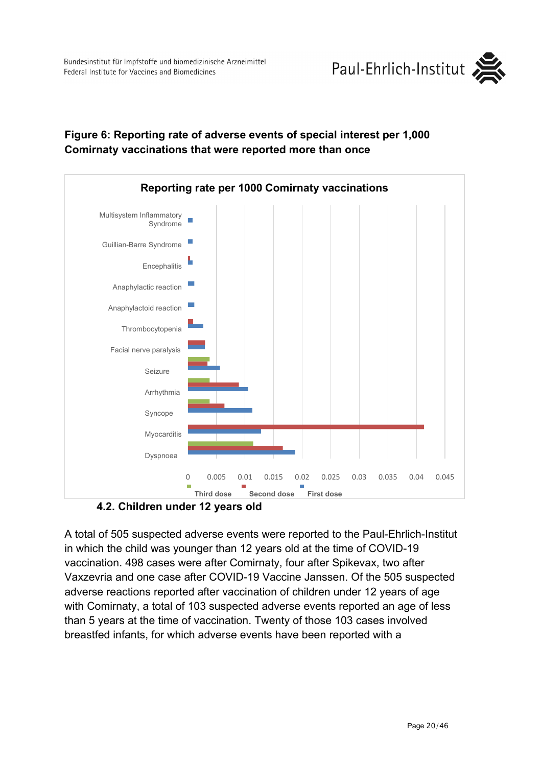**Figure 6: Reporting rate of adverse events of special interest per 1,000 Comirnaty vaccinations that were reported more than once**

### 4.2. Children under 12 years old

A total of 505 suspected adverse events were reported to the Paul-Ehrlich-Institut in which the child was younger than 12 years old at the time of COVID-19 vaccination. 498 cases were after Comirnaty, four after Spikevax, two after Vaxzevria and one case after COVID-19 Vaccine Janssen. Of the 505 suspected adverse reactions reported after vaccination of children under 12 years of age with Comirnaty, a total of 103 suspected adverse events reported an age of less than 5 years at the time of vaccination. Twenty of those 103 cases involved breastfed infants, for which adverse events have been reported with a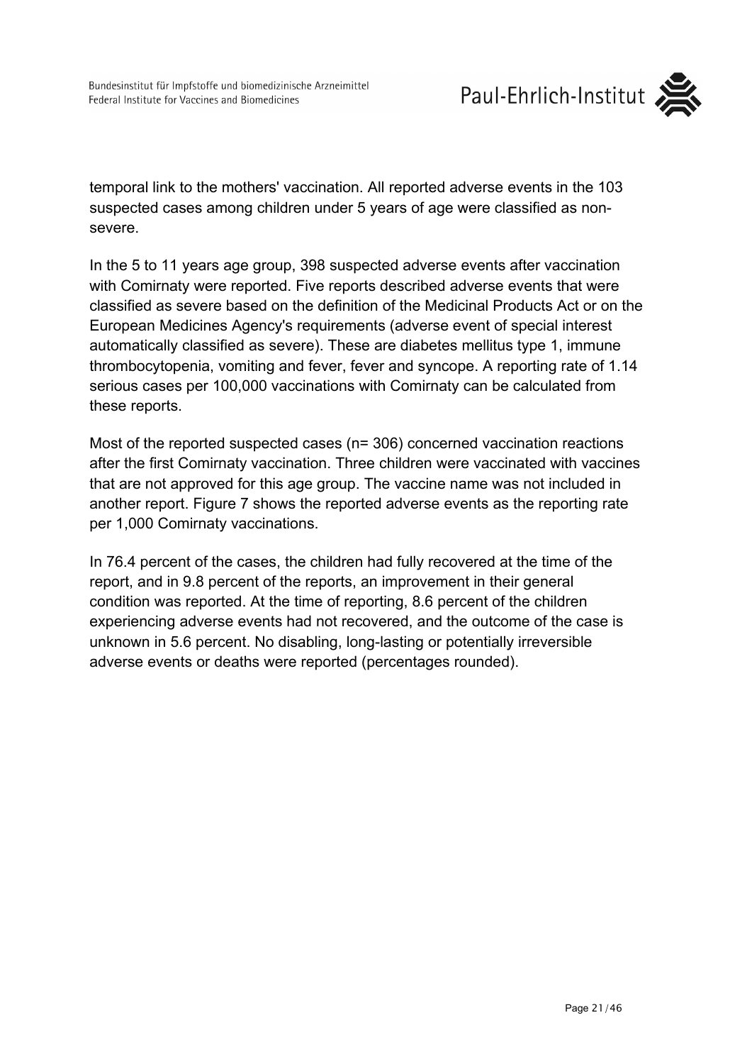temporal link to the mothers' vaccination. All reported adverse events in the 103 suspected cases among children under 5 years of age were classified as non-severe.

In the 5 to 11 years age group, 398 suspected adverse events after vaccination with Comirnaty were reported. Five reports described adverse events that were classified as severe based on the definition of the Medicinal Products Act or on the European Medicines Agency's requirements (adverse event of special interest automatically classified as severe). These are diabetes mellitus type 1, immune thrombocytopenia, vomiting and fever, fever and syncope. A reporting rate of 1.14 serious cases per 100,000 vaccinations with Comirnaty can be calculated from these reports.

Most of the reported suspected cases (n= 306) concerned vaccination reactions after the first Comirnaty vaccination. Three children were vaccinated with vaccines that are not approved for this age group. The vaccine name was not included in another report. Figure 7 shows the reported adverse events as the reporting rate per 1,000 Comirnaty vaccinations.

In 76.4 percent of the cases, the children had fully recovered at the time of the report, and in 9.8 percent of the reports, an improvement in their general condition was reported. At the time of reporting, 8.6 percent of the children experiencing adverse events had not recovered, and the outcome of the case is unknown in 5.6 percent. No disabling, long-lasting or potentially irreversible adverse events or deaths were reported (percentages rounded).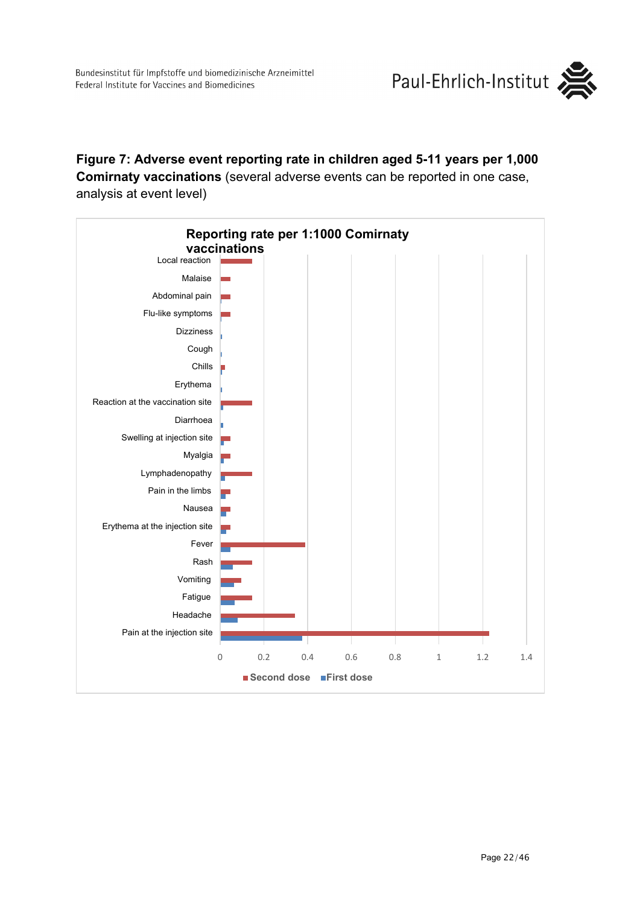**Figure 7: Adverse event reporting rate in children aged 5-11 years per 1,000 Comirnaty vaccinations** (several adverse events can be reported in one case, analysis at event level)

Reporting rate per 1:1000 Comirnaty vaccinations

Local reaction
Malaise
Abdominal pain
Flu-like symptoms
Dizziness
Cough
Chills
Erythema
Reaction at the vaccination site
Diarrhoea
Swelling at injection site
Myalgia
Lymphadenopathy
Pain in the limbs
Nausea
Erythema at the injection site
Fever
Rash
Vomiting
Fatigue
Headache
Pain at the injection site

0 0.2 0.4 0.6 0.8 1 1.2 1.4

Second dose First dose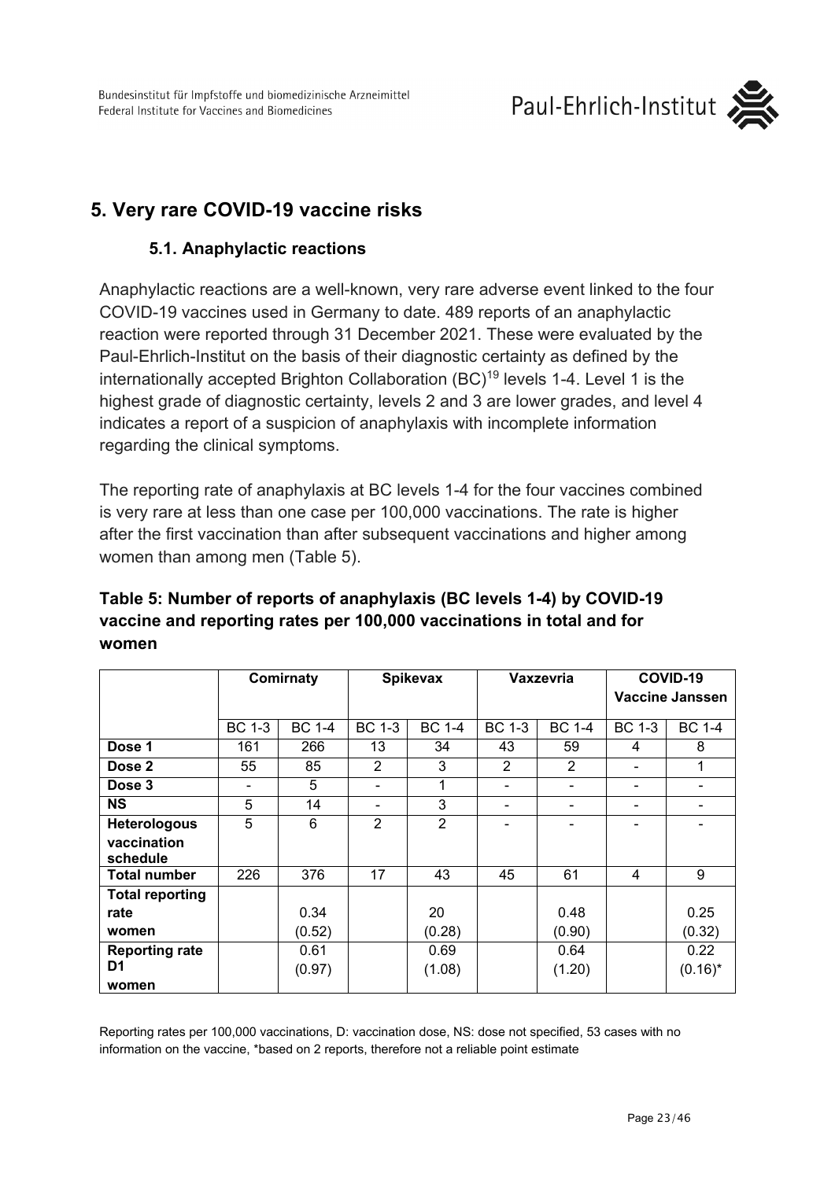## 5. Very rare COVID-19 vaccine risks

### 5.1. Anaphylactic reactions

Anaphylactic reactions are a well-known, very rare adverse event linked to the four COVID-19 vaccines used in Germany to date. 489 reports of an anaphylactic reaction were reported through 31 December 2021. These were evaluated by the Paul-Ehrlich-Institut on the basis of their diagnostic certainty as defined by the internationally accepted Brighton Collaboration (BC)[19] levels 1-4. Level 1 is the highest grade of diagnostic certainty, levels 2 and 3 are lower grades, and level 4 indicates a report of a suspicion of anaphylaxis with incomplete information regarding the clinical symptoms.

The reporting rate of anaphylaxis at BC levels 1-4 for the four vaccines combined is very rare at less than one case per 100,000 vaccinations. The rate is higher after the first vaccination than after subsequent vaccinations and higher among women than among men (Table 5).

**Table 5: Number of reports of anaphylaxis (BC levels 1-4) by COVID-19 vaccine and reporting rates per 100,000 vaccinations in total and for women**

| | Comirnaty | | Spikevax | | Vaxzevria | | COVID-19 Vaccine Janssen | |
|---|---|---|---|---|---|---|---|---|
| | BC 1-3 | BC 1-4 | BC 1-3 | BC 1-4 | BC 1-3 | BC 1-4 | BC 1-3 | BC 1-4 |
| **Dose 1** | 161 | 266 | 13 | 34 | 43 | 59 | 4 | 8 |
| **Dose 2** | 55 | 85 | 2 | 3 | 2 | 2 | - | 1 |
| **Dose 3** | - | 5 | - | 1 | - | - | - | - |
| **NS** | 5 | 14 | - | 3 | - | - | - | - |
| **Heterologous vaccination schedule** | 5 | 6 | 2 | 2 | - | - | - | - |
| **Total number** | 226 | 376 | 17 | 43 | 45 | 61 | 4 | 9 |
| **Total reporting rate women** | | 0.34 (0.52) | | 20 (0.28) | | 0.48 (0.90) | | 0.25 (0.32) |
| **Reporting rate D1 women** | | 0.61 (0.97) | | 0.69 (1.08) | | 0.64 (1.20) | | 0.22 (0.16)* |

Reporting rates per 100,000 vaccinations, D: vaccination dose, NS: dose not specified, 53 cases with no information on the vaccine, *based on 2 reports, therefore not a reliable point estimate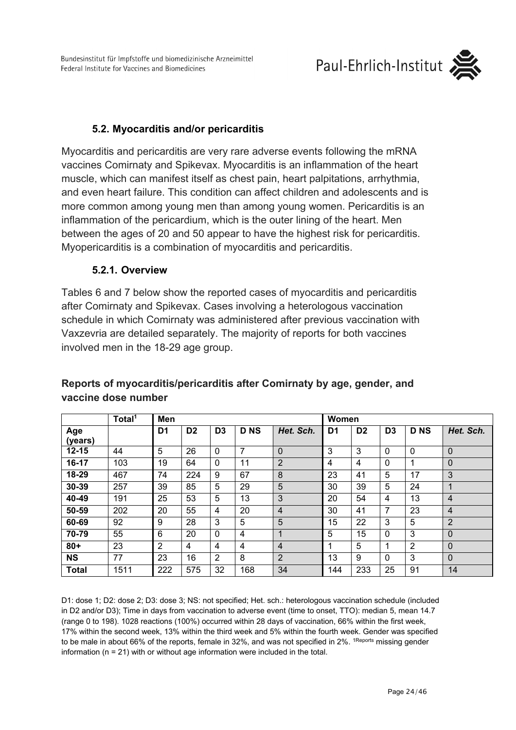### 5.2. Myocarditis and/or pericarditis

Myocarditis and pericarditis are very rare adverse events following the mRNA vaccines Comirnaty and Spikevax. Myocarditis is an inflammation of the heart muscle, which can manifest itself as chest pain, heart palpitations, arrhythmia, and even heart failure. This condition can affect children and adolescents and is more common among young men than among young women. Pericarditis is an inflammation of the pericardium, which is the outer lining of the heart. Men between the ages of 20 and 50 appear to have the highest risk for pericarditis. Myopericarditis is a combination of myocarditis and pericarditis.

#### 5.2.1. Overview

Tables 6 and 7 below show the reported cases of myocarditis and pericarditis after Comirnaty and Spikevax. Cases involving a heterologous vaccination schedule in which Comirnaty was administered after previous vaccination with Vaxzevria are detailed separately. The majority of reports for both vaccines involved men in the 18-29 age group.

**Reports of myocarditis/pericarditis after Comirnaty by age, gender, and vaccine dose number**

| | Total[1] | Men | | | | | Women | | | | |
|---|---|---|---|---|---|---|---|---|---|---|---|
| **Age (years)** | | **D1** | **D2** | **D3** | **D NS** | ***Het. Sch.*** | **D1** | **D2** | **D3** | **D NS** | ***Het. Sch.*** |
| **12-15** | 44 | 5 | 26 | 0 | 7 | 0 | 3 | 3 | 0 | 0 | 0 |
| **16-17** | 103 | 19 | 64 | 0 | 11 | 2 | 4 | 4 | 0 | 1 | 0 |
| **18-29** | 467 | 74 | 224 | 9 | 67 | 8 | 23 | 41 | 5 | 17 | 3 |
| **30-39** | 257 | 39 | 85 | 5 | 29 | 5 | 30 | 39 | 5 | 24 | 1 |
| **40-49** | 191 | 25 | 53 | 5 | 13 | 3 | 20 | 54 | 4 | 13 | 4 |
| **50-59** | 202 | 20 | 55 | 4 | 20 | 4 | 30 | 41 | 7 | 23 | 4 |
| **60-69** | 92 | 9 | 28 | 3 | 5 | 5 | 15 | 22 | 3 | 5 | 2 |
| **70-79** | 55 | 6 | 20 | 0 | 4 | 1 | 5 | 15 | 0 | 3 | 0 |
| **80+** | 23 | 2 | 4 | 4 | 4 | 4 | 1 | 5 | 1 | 2 | 0 |
| **NS** | 77 | 23 | 16 | 2 | 8 | 2 | 13 | 9 | 0 | 3 | 0 |
| **Total** | 1511 | 222 | 575 | 32 | 168 | 34 | 144 | 233 | 25 | 91 | 14 |

D1: dose 1; D2: dose 2; D3: dose 3; NS: not specified; Het. sch.: heterologous vaccination schedule (included in D2 and/or D3); Time in days from vaccination to adverse event (time to onset, TTO): median 5, mean 14.7 (range 0 to 198). 1028 reactions (100%) occurred within 28 days of vaccination, 66% within the first week, 17% within the second week, 13% within the third week and 5% within the fourth week. Gender was specified to be male in about 66% of the reports, female in 32%, and was not specified in 2%. [1]Reports missing gender information (n = 21) with or without age information were included in the total.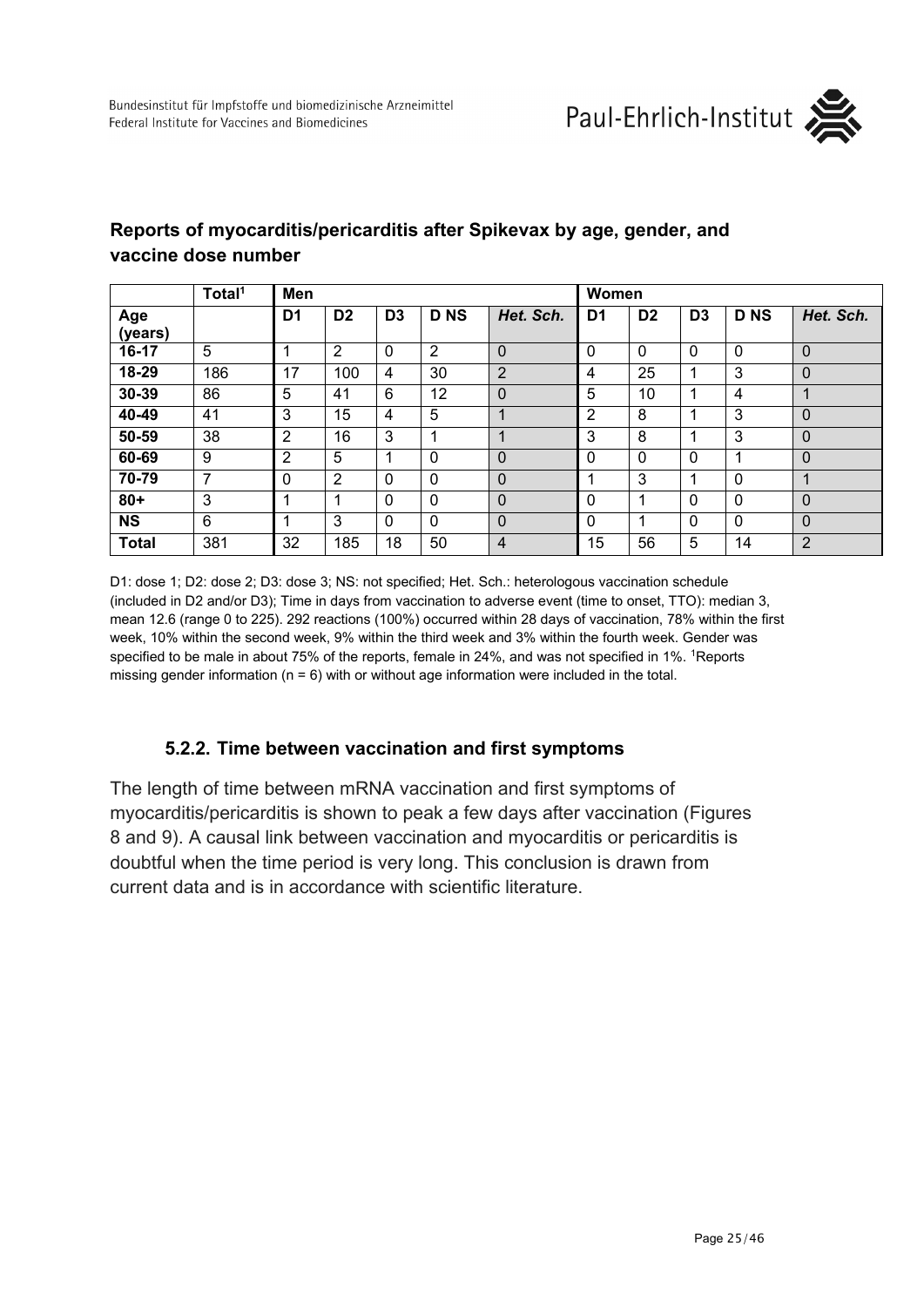**Reports of myocarditis/pericarditis after Spikevax by age, gender, and vaccine dose number**

| | Total[1] | Men | | | | | Women | | | | |
|---|---|---|---|---|---|---|---|---|---|---|---|
| Age (years) | | D1 | D2 | D3 | D NS | *Het. Sch.* | D1 | D2 | D3 | D NS | *Het. Sch.* |
| 16-17 | 5 | 1 | 2 | 0 | 2 | 0 | 0 | 0 | 0 | 0 | 0 |
| 18-29 | 186 | 17 | 100 | 4 | 30 | 2 | 4 | 25 | 1 | 3 | 0 |
| 30-39 | 86 | 5 | 41 | 6 | 12 | 0 | 5 | 10 | 1 | 4 | 1 |
| 40-49 | 41 | 3 | 15 | 4 | 5 | 1 | 2 | 8 | 1 | 3 | 0 |
| 50-59 | 38 | 2 | 16 | 3 | 1 | 1 | 3 | 8 | 1 | 3 | 0 |
| 60-69 | 9 | 2 | 5 | 1 | 0 | 0 | 0 | 0 | 0 | 1 | 0 |
| 70-79 | 7 | 0 | 2 | 0 | 0 | 0 | 1 | 3 | 1 | 0 | 1 |
| 80+ | 3 | 1 | 1 | 0 | 0 | 0 | 0 | 1 | 0 | 0 | 0 |
| NS | 6 | 1 | 3 | 0 | 0 | 0 | 0 | 1 | 0 | 0 | 0 |
| Total | 381 | 32 | 185 | 18 | 50 | 4 | 15 | 56 | 5 | 14 | 2 |

D1: dose 1; D2: dose 2; D3: dose 3; NS: not specified; Het. Sch.: heterologous vaccination schedule (included in D2 and/or D3); Time in days from vaccination to adverse event (time to onset, TTO): median 3, mean 12.6 (range 0 to 225). 292 reactions (100%) occurred within 28 days of vaccination, 78% within the first week, 10% within the second week, 9% within the third week and 3% within the fourth week. Gender was specified to be male in about 75% of the reports, female in 24%, and was not specified in 1%. [1]Reports missing gender information (n = 6) with or without age information were included in the total.

### 5.2.2. Time between vaccination and first symptoms

The length of time between mRNA vaccination and first symptoms of myocarditis/pericarditis is shown to peak a few days after vaccination (Figures 8 and 9). A causal link between vaccination and myocarditis or pericarditis is doubtful when the time period is very long. This conclusion is drawn from current data and is in accordance with scientific literature.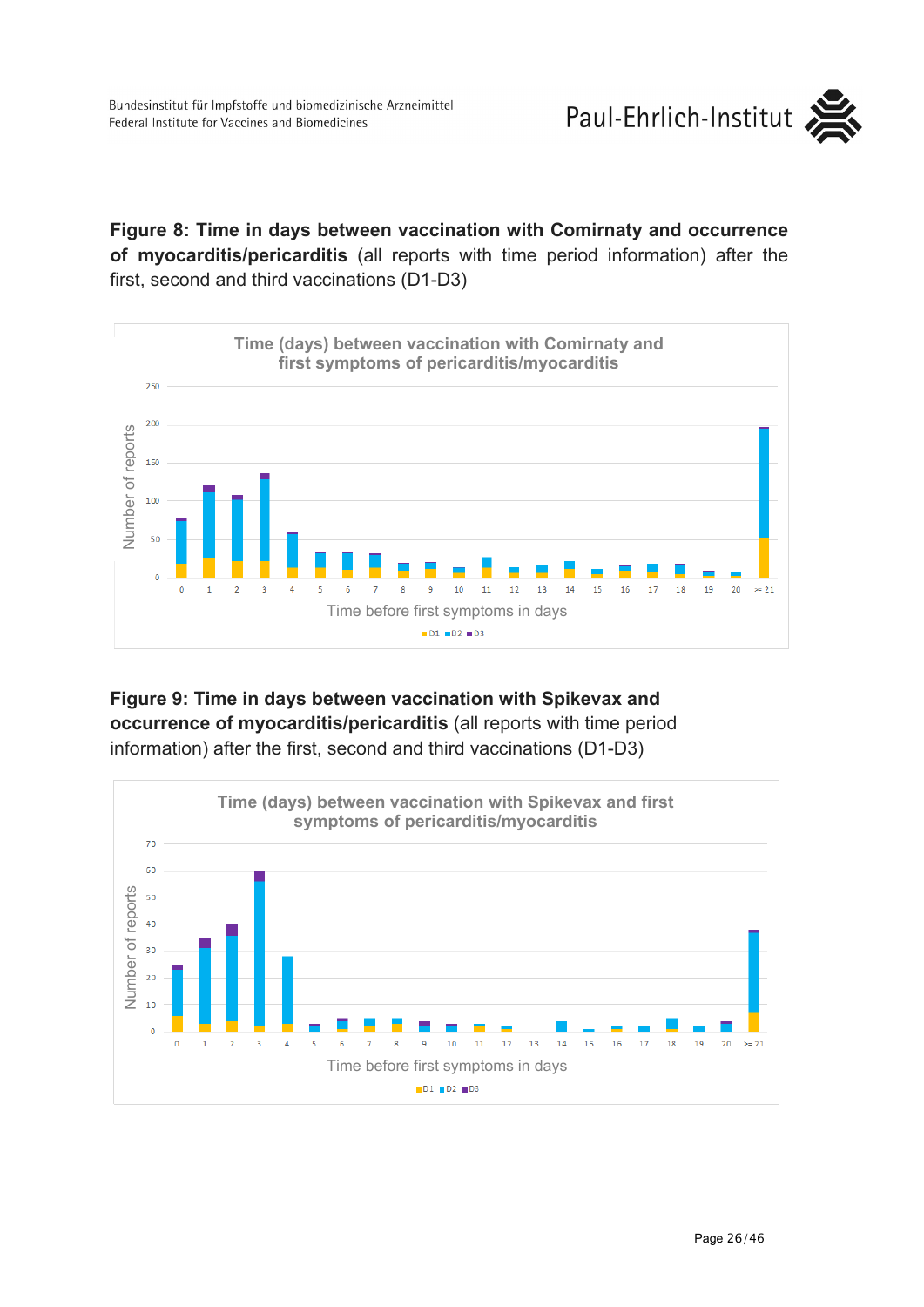**Figure 8: Time in days between vaccination with Comirnaty and occurrence of myocarditis/pericarditis** (all reports with time period information) after the first, second and third vaccinations (D1-D3)

**Figure 9: Time in days between vaccination with Spikevax and occurrence of myocarditis/pericarditis** (all reports with time period information) after the first, second and third vaccinations (D1-D3)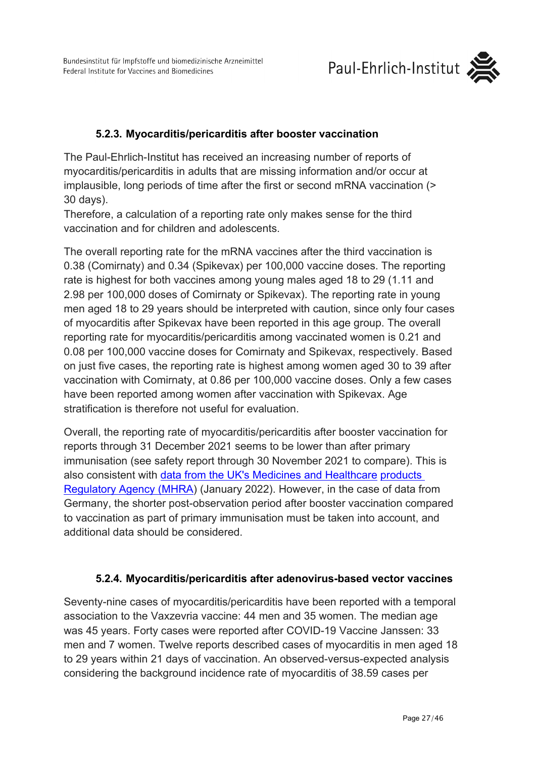### 5.2.3. Myocarditis/pericarditis after booster vaccination

The Paul-Ehrlich-Institut has received an increasing number of reports of myocarditis/pericarditis in adults that are missing information and/or occur at implausible, long periods of time after the first or second mRNA vaccination (> 30 days).
Therefore, a calculation of a reporting rate only makes sense for the third vaccination and for children and adolescents.

The overall reporting rate for the mRNA vaccines after the third vaccination is 0.38 (Comirnaty) and 0.34 (Spikevax) per 100,000 vaccine doses. The reporting rate is highest for both vaccines among young males aged 18 to 29 (1.11 and 2.98 per 100,000 doses of Comirnaty or Spikevax). The reporting rate in young men aged 18 to 29 years should be interpreted with caution, since only four cases of myocarditis after Spikevax have been reported in this age group. The overall reporting rate for myocarditis/pericarditis among vaccinated women is 0.21 and 0.08 per 100,000 vaccine doses for Comirnaty and Spikevax, respectively. Based on just five cases, the reporting rate is highest among women aged 30 to 39 after vaccination with Comirnaty, at 0.86 per 100,000 vaccine doses. Only a few cases have been reported among women after vaccination with Spikevax. Age stratification is therefore not useful for evaluation.

Overall, the reporting rate of myocarditis/pericarditis after booster vaccination for reports through 31 December 2021 seems to be lower than after primary immunisation (see safety report through 30 November 2021 to compare). This is also consistent with data from the UK's Medicines and Healthcare products Regulatory Agency (MHRA) (January 2022). However, in the case of data from Germany, the shorter post-observation period after booster vaccination compared to vaccination as part of primary immunisation must be taken into account, and additional data should be considered.

### 5.2.4. Myocarditis/pericarditis after adenovirus-based vector vaccines

Seventy-nine cases of myocarditis/pericarditis have been reported with a temporal association to the Vaxzevria vaccine: 44 men and 35 women. The median age was 45 years. Forty cases were reported after COVID-19 Vaccine Janssen: 33 men and 7 women. Twelve reports described cases of myocarditis in men aged 18 to 29 years within 21 days of vaccination. An observed-versus-expected analysis considering the background incidence rate of myocarditis of 38.59 cases per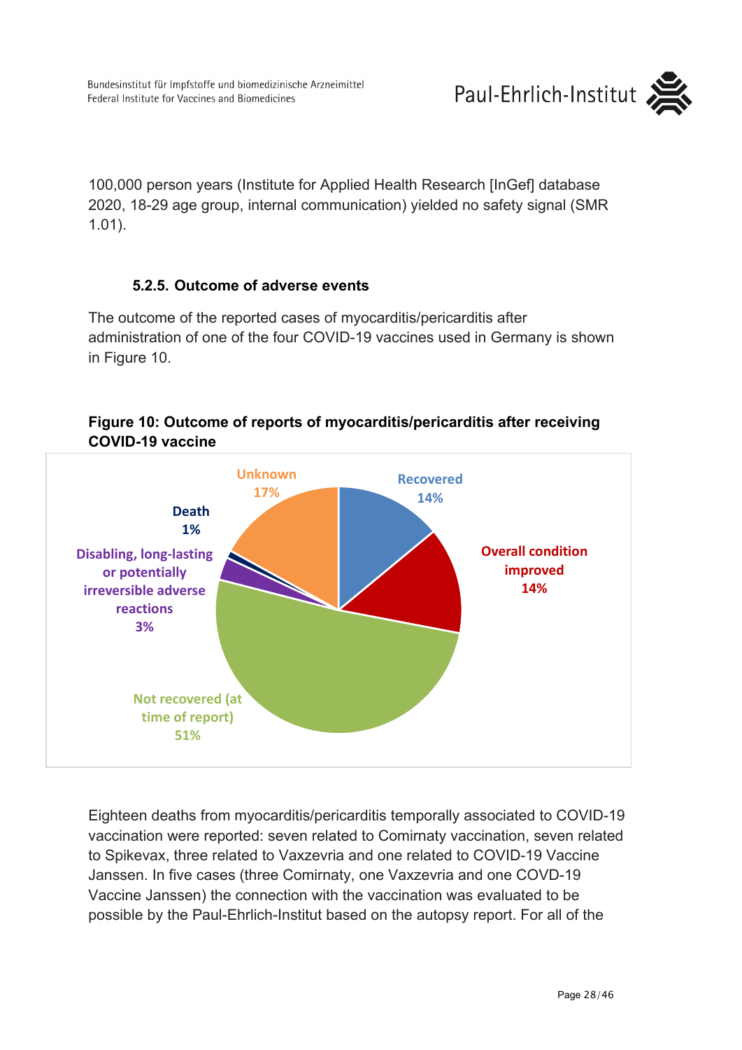100,000 person years (Institute for Applied Health Research [InGef] database 2020, 18-29 age group, internal communication) yielded no safety signal (SMR 1.01).

### 5.2.5. Outcome of adverse events

The outcome of the reported cases of myocarditis/pericarditis after administration of one of the four COVID-19 vaccines used in Germany is shown in Figure 10.

**Figure 10: Outcome of reports of myocarditis/pericarditis after receiving COVID-19 vaccine**

Unknown 17%

Recovered 14%

Death 1%

Overall condition improved 14%

Disabling, long-lasting or potentially irreversible adverse reactions 3%

Not recovered (at time of report) 51%

Eighteen deaths from myocarditis/pericarditis temporally associated to COVID-19 vaccination were reported: seven related to Comirnaty vaccination, seven related to Spikevax, three related to Vaxzevria and one related to COVID-19 Vaccine Janssen. In five cases (three Comirnaty, one Vaxzevria and one COVD-19 Vaccine Janssen) the connection with the vaccination was evaluated to be possible by the Paul-Ehrlich-Institut based on the autopsy report. For all of the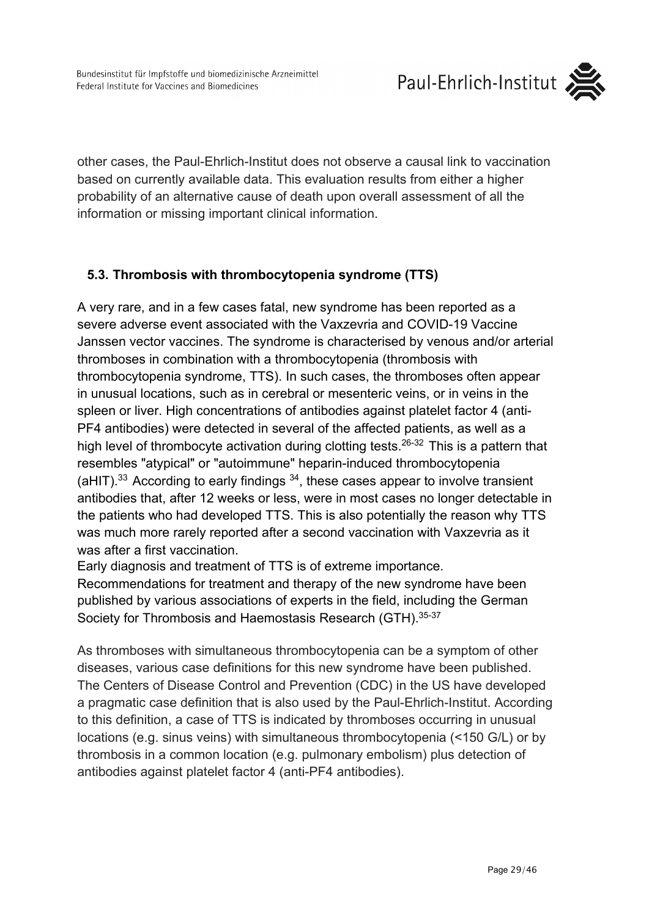other cases, the Paul-Ehrlich-Institut does not observe a causal link to vaccination based on currently available data. This evaluation results from either a higher probability of an alternative cause of death upon overall assessment of all the information or missing important clinical information.

### 5.3. Thrombosis with thrombocytopenia syndrome (TTS)

A very rare, and in a few cases fatal, new syndrome has been reported as a severe adverse event associated with the Vaxzevria and COVID-19 Vaccine Janssen vector vaccines. The syndrome is characterised by venous and/or arterial thromboses in combination with a thrombocytopenia (thrombosis with thrombocytopenia syndrome, TTS). In such cases, the thromboses often appear in unusual locations, such as in cerebral or mesenteric veins, or in veins in the spleen or liver. High concentrations of antibodies against platelet factor 4 (anti-PF4 antibodies) were detected in several of the affected patients, as well as a high level of thrombocyte activation during clotting tests.[26-32] This is a pattern that resembles "atypical" or "autoimmune" heparin-induced thrombocytopenia (aHIT).[33] According to early findings [34], these cases appear to involve transient antibodies that, after 12 weeks or less, were in most cases no longer detectable in the patients who had developed TTS. This is also potentially the reason why TTS was much more rarely reported after a second vaccination with Vaxzevria as it was after a first vaccination.
Early diagnosis and treatment of TTS is of extreme importance.
Recommendations for treatment and therapy of the new syndrome have been published by various associations of experts in the field, including the German Society for Thrombosis and Haemostasis Research (GTH).[35-37]

As thromboses with simultaneous thrombocytopenia can be a symptom of other diseases, various case definitions for this new syndrome have been published. The Centers of Disease Control and Prevention (CDC) in the US have developed a pragmatic case definition that is also used by the Paul-Ehrlich-Institut. According to this definition, a case of TTS is indicated by thromboses occurring in unusual locations (e.g. sinus veins) with simultaneous thrombocytopenia (<150 G/L) or by thrombosis in a common location (e.g. pulmonary embolism) plus detection of antibodies against platelet factor 4 (anti-PF4 antibodies).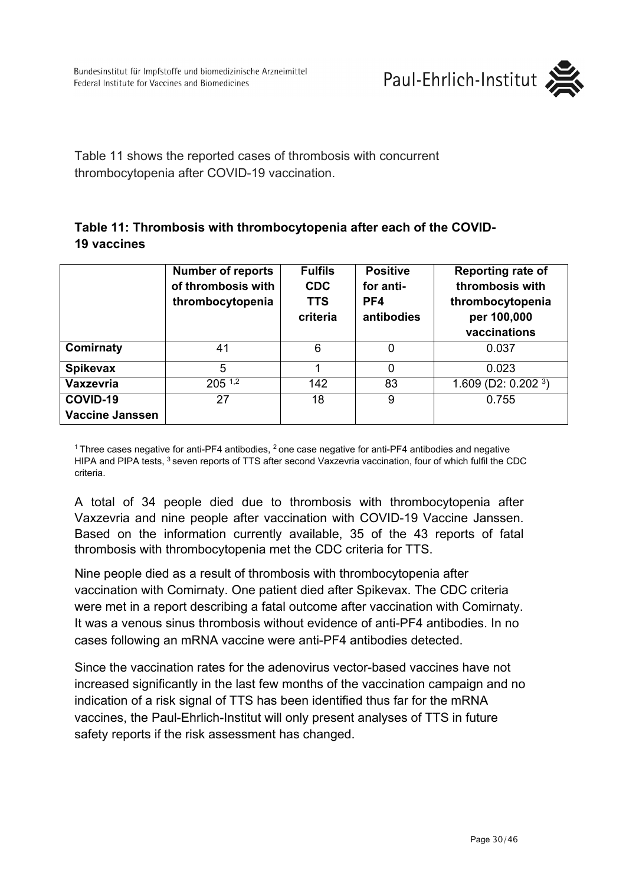Table 11 shows the reported cases of thrombosis with concurrent thrombocytopenia after COVID-19 vaccination.

**Table 11: Thrombosis with thrombocytopenia after each of the COVID-19 vaccines**

| | Number of reports of thrombosis with thrombocytopenia | Fulfils CDC TTS criteria | Positive for anti-PF4 antibodies | Reporting rate of thrombosis with thrombocytopenia per 100,000 vaccinations |
|---|---|---|---|---|
| **Comirnaty** | 41 | 6 | 0 | 0.037 |
| **Spikevax** | 5 | 1 | 0 | 0.023 |
| **Vaxzevria** | 205 [1,2] | 142 | 83 | 1.609 (D2: 0.202 [3]) |
| **COVID-19 Vaccine Janssen** | 27 | 18 | 9 | 0.755 |

[1] Three cases negative for anti-PF4 antibodies, [2] one case negative for anti-PF4 antibodies and negative HIPA and PIPA tests, [3] seven reports of TTS after second Vaxzevria vaccination, four of which fulfil the CDC criteria.

A total of 34 people died due to thrombosis with thrombocytopenia after Vaxzevria and nine people after vaccination with COVID-19 Vaccine Janssen. Based on the information currently available, 35 of the 43 reports of fatal thrombosis with thrombocytopenia met the CDC criteria for TTS.

Nine people died as a result of thrombosis with thrombocytopenia after vaccination with Comirnaty. One patient died after Spikevax. The CDC criteria were met in a report describing a fatal outcome after vaccination with Comirnaty. It was a venous sinus thrombosis without evidence of anti-PF4 antibodies. In no cases following an mRNA vaccine were anti-PF4 antibodies detected.

Since the vaccination rates for the adenovirus vector-based vaccines have not increased significantly in the last few months of the vaccination campaign and no indication of a risk signal of TTS has been identified thus far for the mRNA vaccines, the Paul-Ehrlich-Institut will only present analyses of TTS in future safety reports if the risk assessment has changed.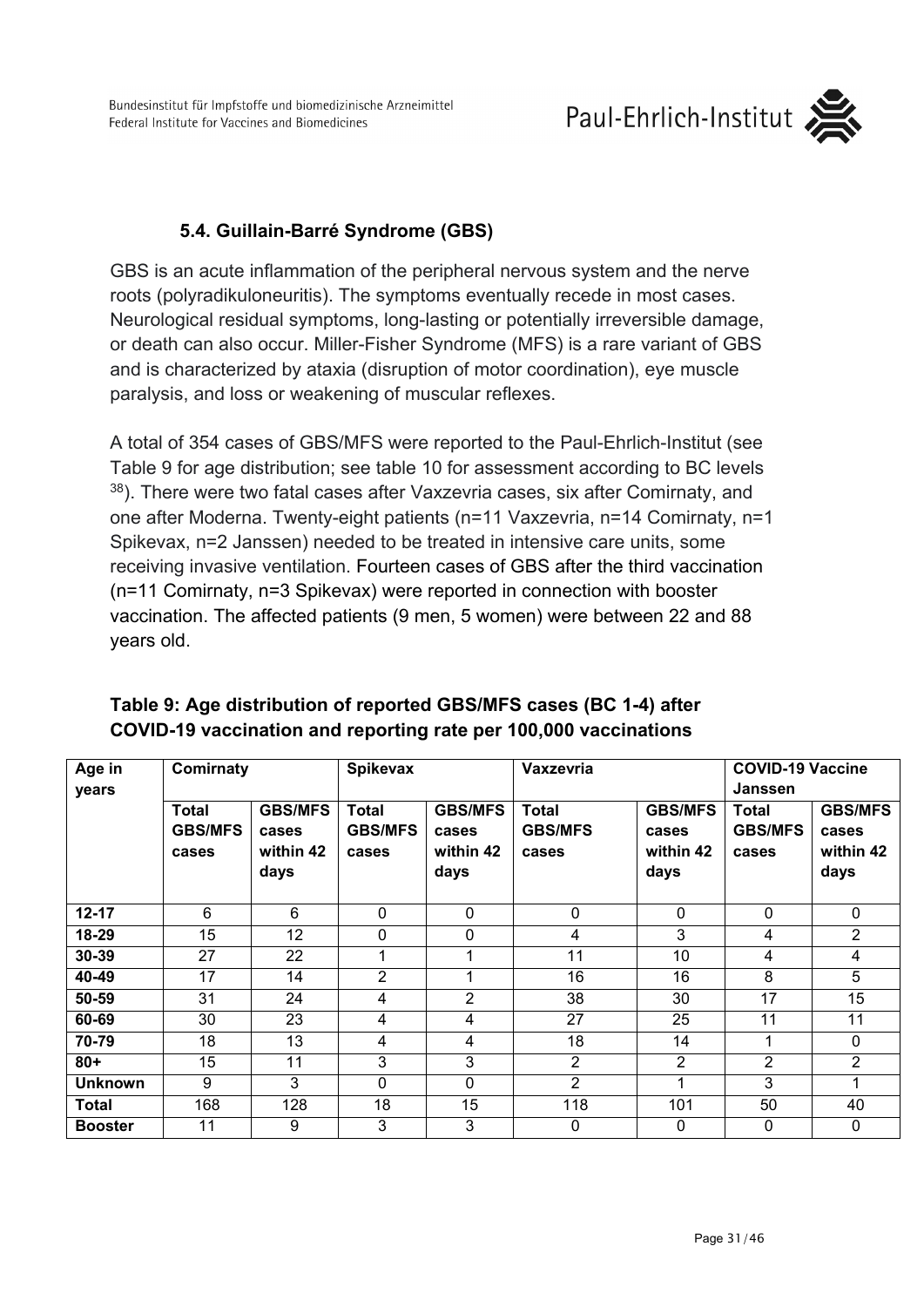### 5.4. Guillain-Barré Syndrome (GBS)

GBS is an acute inflammation of the peripheral nervous system and the nerve roots (polyradikuloneuritis). The symptoms eventually recede in most cases. Neurological residual symptoms, long-lasting or potentially irreversible damage, or death can also occur. Miller-Fisher Syndrome (MFS) is a rare variant of GBS and is characterized by ataxia (disruption of motor coordination), eye muscle paralysis, and loss or weakening of muscular reflexes.

A total of 354 cases of GBS/MFS were reported to the Paul-Ehrlich-Institut (see Table 9 for age distribution; see table 10 for assessment according to BC levels [38]). There were two fatal cases after Vaxzevria cases, six after Comirnaty, and one after Moderna. Twenty-eight patients (n=11 Vaxzevria, n=14 Comirnaty, n=1 Spikevax, n=2 Janssen) needed to be treated in intensive care units, some receiving invasive ventilation. Fourteen cases of GBS after the third vaccination (n=11 Comirnaty, n=3 Spikevax) were reported in connection with booster vaccination. The affected patients (9 men, 5 women) were between 22 and 88 years old.

**Table 9: Age distribution of reported GBS/MFS cases (BC 1-4) after COVID-19 vaccination and reporting rate per 100,000 vaccinations**

| Age in years | Comirnaty | | Spikevax | | Vaxzevria | | COVID-19 Vaccine Janssen | |
|---|---|---|---|---|---|---|---|---|
| | Total GBS/MFS cases | GBS/MFS cases within 42 days | Total GBS/MFS cases | GBS/MFS cases within 42 days | Total GBS/MFS cases | GBS/MFS cases within 42 days | Total GBS/MFS cases | GBS/MFS cases within 42 days |
| **12-17** | 6 | 6 | 0 | 0 | 0 | 0 | 0 | 0 |
| **18-29** | 15 | 12 | 0 | 0 | 4 | 3 | 4 | 2 |
| **30-39** | 27 | 22 | 1 | 1 | 11 | 10 | 4 | 4 |
| **40-49** | 17 | 14 | 2 | 1 | 16 | 16 | 8 | 5 |
| **50-59** | 31 | 24 | 4 | 2 | 38 | 30 | 17 | 15 |
| **60-69** | 30 | 23 | 4 | 4 | 27 | 25 | 11 | 11 |
| **70-79** | 18 | 13 | 4 | 4 | 18 | 14 | 1 | 0 |
| **80+** | 15 | 11 | 3 | 3 | 2 | 2 | 2 | 2 |
| **Unknown** | 9 | 3 | 0 | 0 | 2 | 1 | 3 | 1 |
| **Total** | 168 | 128 | 18 | 15 | 118 | 101 | 50 | 40 |
| **Booster** | 11 | 9 | 3 | 3 | 0 | 0 | 0 | 0 |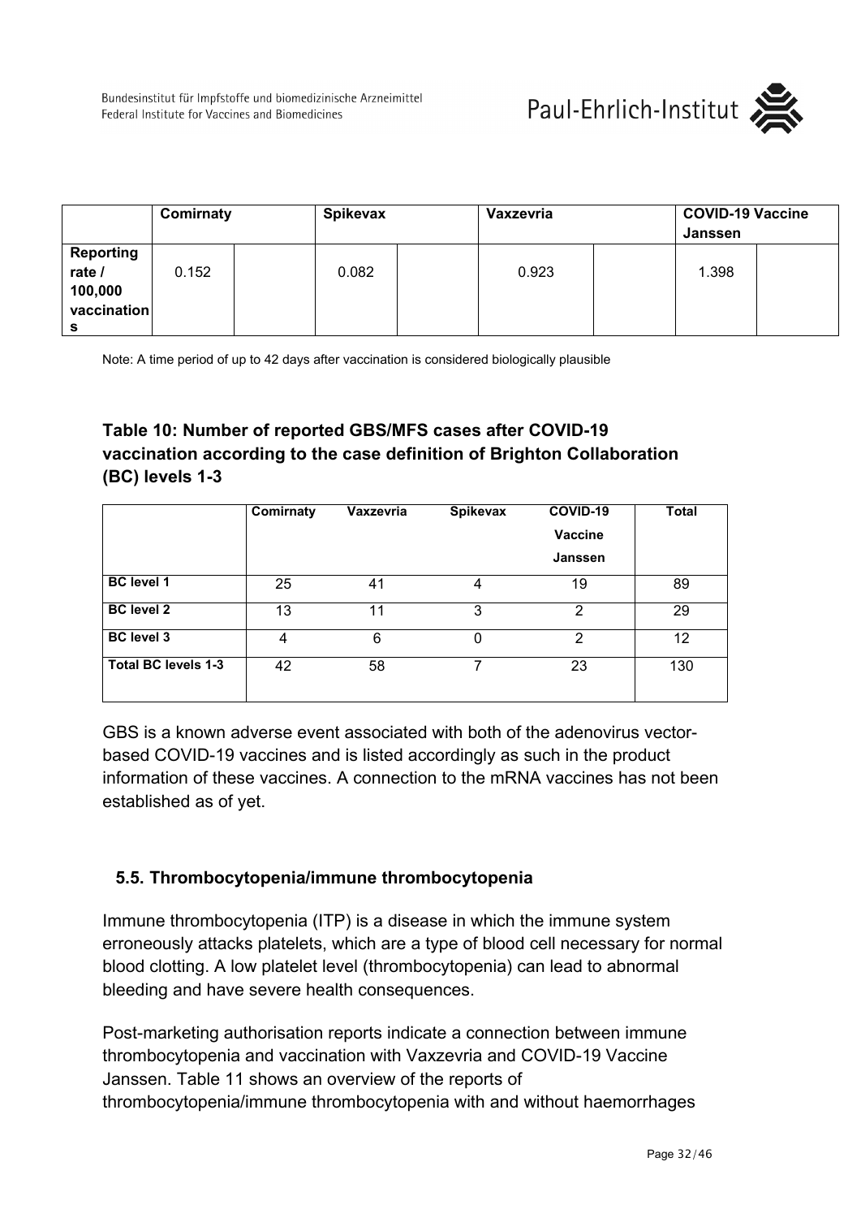| | Comirnaty | | Spikevax | | Vaxzevria | | COVID-19 Vaccine Janssen | |
|---|---|---|---|---|---|---|---|---|
| **Reporting rate / 100,000 vaccinations** | 0.152 | | 0.082 | | 0.923 | | 1.398 | |

Note: A time period of up to 42 days after vaccination is considered biologically plausible

### Table 10: Number of reported GBS/MFS cases after COVID-19 vaccination according to the case definition of Brighton Collaboration (BC) levels 1-3

| | Comirnaty | Vaxzevria | Spikevax | COVID-19 Vaccine Janssen | Total |
|---|---|---|---|---|---|
| **BC level 1** | 25 | 41 | 4 | 19 | 89 |
| **BC level 2** | 13 | 11 | 3 | 2 | 29 |
| **BC level 3** | 4 | 6 | 0 | 2 | 12 |
| **Total BC levels 1-3** | 42 | 58 | 7 | 23 | 130 |

GBS is a known adverse event associated with both of the adenovirus vector-based COVID-19 vaccines and is listed accordingly as such in the product information of these vaccines. A connection to the mRNA vaccines has not been established as of yet.

## 5.5. Thrombocytopenia/immune thrombocytopenia

Immune thrombocytopenia (ITP) is a disease in which the immune system erroneously attacks platelets, which are a type of blood cell necessary for normal blood clotting. A low platelet level (thrombocytopenia) can lead to abnormal bleeding and have severe health consequences.

Post-marketing authorisation reports indicate a connection between immune thrombocytopenia and vaccination with Vaxzevria and COVID-19 Vaccine Janssen. Table 11 shows an overview of the reports of thrombocytopenia/immune thrombocytopenia with and without haemorrhages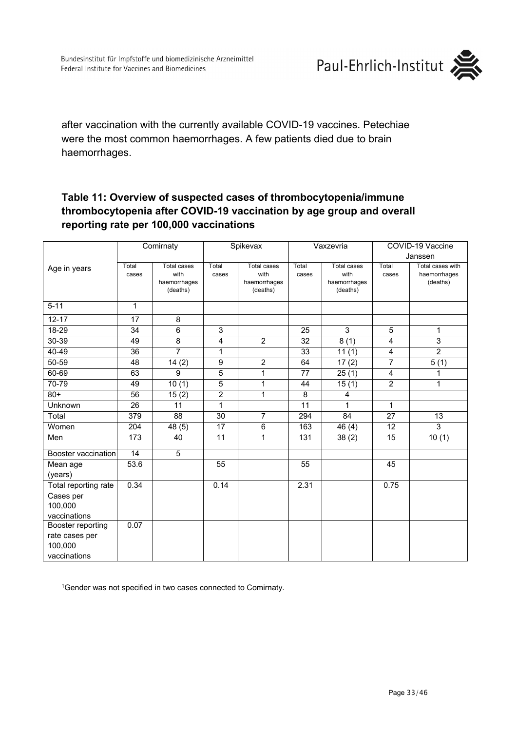after vaccination with the currently available COVID-19 vaccines. Petechiae were the most common haemorrhages. A few patients died due to brain haemorrhages.

### Table 11: Overview of suspected cases of thrombocytopenia/immune thrombocytopenia after COVID-19 vaccination by age group and overall reporting rate per 100,000 vaccinations

| Age in years | Comirnaty | | Spikevax | | Vaxzevria | | COVID-19 Vaccine Janssen | |
|---|---|---|---|---|---|---|---|---|
| | Total cases | Total cases with haemorrhages (deaths) | Total cases | Total cases with haemorrhages (deaths) | Total cases | Total cases with haemorrhages (deaths) | Total cases | Total cases with haemorrhages (deaths) |
| 5-11 | 1 | | | | | | | |
| 12-17 | 17 | 8 | | | | | | |
| 18-29 | 34 | 6 | 3 | | 25 | 3 | 5 | 1 |
| 30-39 | 49 | 8 | 4 | 2 | 32 | 8 (1) | 4 | 3 |
| 40-49 | 36 | 7 | 1 | | 33 | 11 (1) | 4 | 2 |
| 50-59 | 48 | 14 (2) | 9 | 2 | 64 | 17 (2) | 7 | 5 (1) |
| 60-69 | 63 | 9 | 5 | 1 | 77 | 25 (1) | 4 | 1 |
| 70-79 | 49 | 10 (1) | 5 | 1 | 44 | 15 (1) | 2 | 1 |
| 80+ | 56 | 15 (2) | 2 | 1 | 8 | 4 | | |
| Unknown | 26 | 11 | 1 | | 11 | 1 | 1 | |
| Total | 379 | 88 | 30 | 7 | 294 | 84 | 27 | 13 |
| Women | 204 | 48 (5) | 17 | 6 | 163 | 46 (4) | 12 | 3 |
| Men | 173 | 40 | 11 | 1 | 131 | 38 (2) | 15 | 10 (1) |
| Booster vaccination | 14 | 5 | | | | | | |
| Mean age (years) | 53.6 | | 55 | | 55 | | 45 | |
| Total reporting rate Cases per 100,000 vaccinations | 0.34 | | 0.14 | | 2.31 | | 0.75 | |
| Booster reporting rate cases per 100,000 vaccinations | 0.07 | | | | | | | |

[1]Gender was not specified in two cases connected to Comirnaty.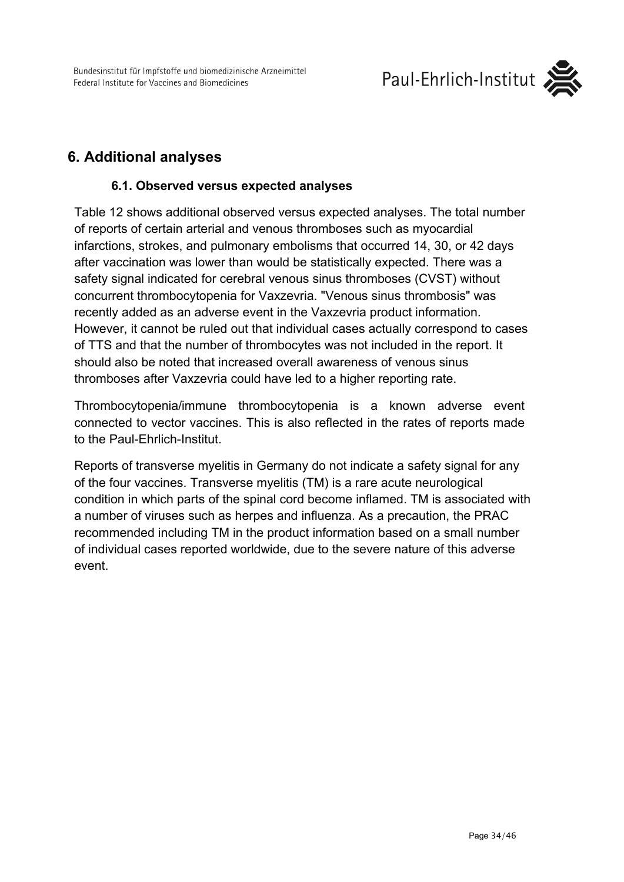## 6. Additional analyses

### 6.1. Observed versus expected analyses

Table 12 shows additional observed versus expected analyses. The total number of reports of certain arterial and venous thromboses such as myocardial infarctions, strokes, and pulmonary embolisms that occurred 14, 30, or 42 days after vaccination was lower than would be statistically expected. There was a safety signal indicated for cerebral venous sinus thromboses (CVST) without concurrent thrombocytopenia for Vaxzevria. "Venous sinus thrombosis" was recently added as an adverse event in the Vaxzevria product information. However, it cannot be ruled out that individual cases actually correspond to cases of TTS and that the number of thrombocytes was not included in the report. It should also be noted that increased overall awareness of venous sinus thromboses after Vaxzevria could have led to a higher reporting rate.

Thrombocytopenia/immune thrombocytopenia is a known adverse event connected to vector vaccines. This is also reflected in the rates of reports made to the Paul-Ehrlich-Institut.

Reports of transverse myelitis in Germany do not indicate a safety signal for any of the four vaccines. Transverse myelitis (TM) is a rare acute neurological condition in which parts of the spinal cord become inflamed. TM is associated with a number of viruses such as herpes and influenza. As a precaution, the PRAC recommended including TM in the product information based on a small number of individual cases reported worldwide, due to the severe nature of this adverse event.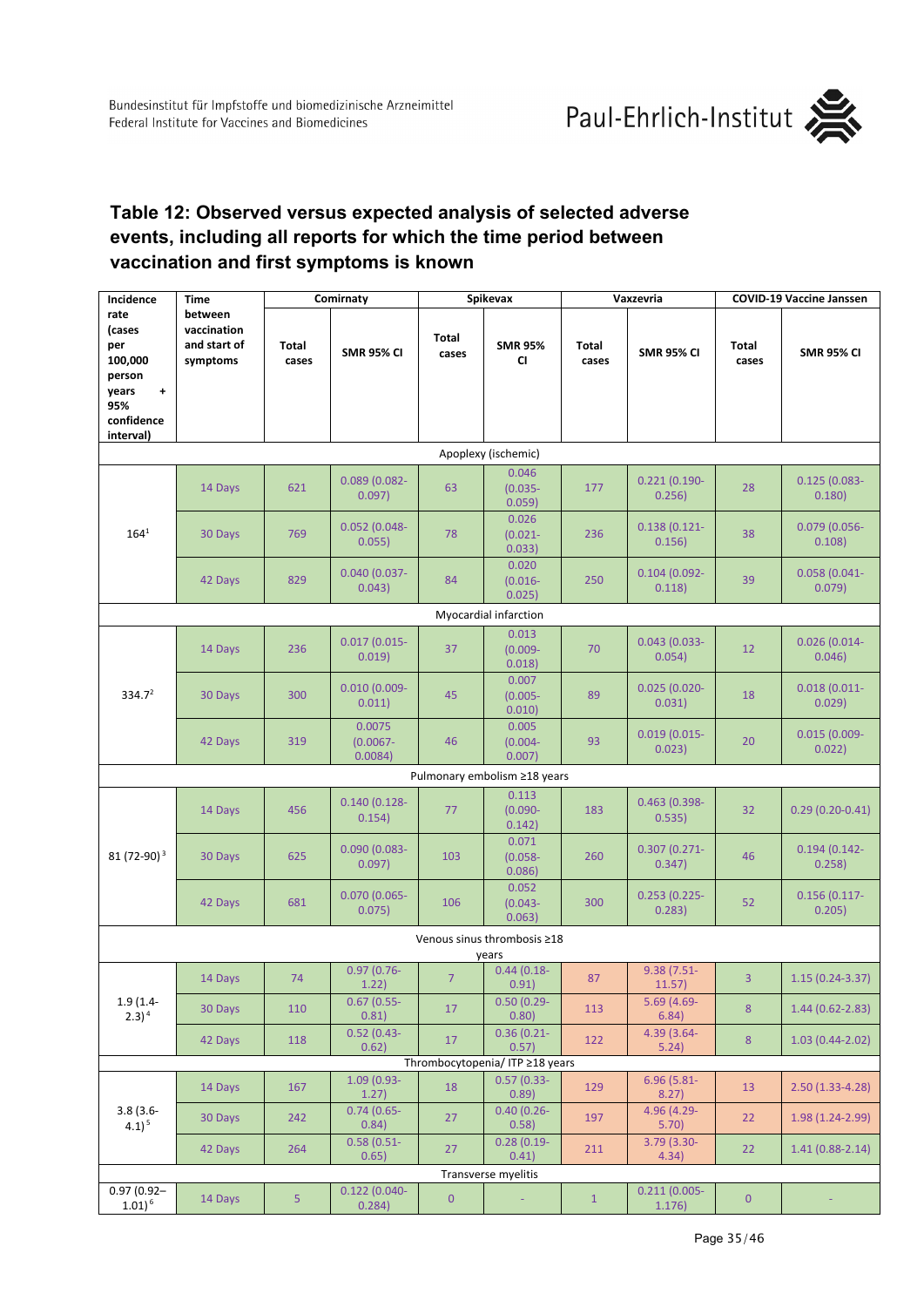## Table 12: Observed versus expected analysis of selected adverse events, including all reports for which the time period between vaccination and first symptoms is known

| Incidence rate (cases per 100,000 person years + 95% confidence interval) | Time between vaccination and start of symptoms | Comirnaty | | Spikevax | | Vaxzevria | | COVID-19 Vaccine Janssen | |
|---|---|---|---|---|---|---|---|---|---|
| | | Total cases | SMR 95% CI | Total cases | SMR 95% CI | Total cases | SMR 95% CI | Total cases | SMR 95% CI |
| **Apoplexy (ischemic)** | | | | | | | | | |
| 164[1] | 14 Days | 621 | 0.089 (0.082-0.097) | 63 | 0.046 (0.035-0.059) | 177 | 0.221 (0.190-0.256) | 28 | 0.125 (0.083-0.180) |
| | 30 Days | 769 | 0.052 (0.048-0.055) | 78 | 0.026 (0.021-0.033) | 236 | 0.138 (0.121-0.156) | 38 | 0.079 (0.056-0.108) |
| | 42 Days | 829 | 0.040 (0.037-0.043) | 84 | 0.020 (0.016-0.025) | 250 | 0.104 (0.092-0.118) | 39 | 0.058 (0.041-0.079) |
| **Myocardial infarction** | | | | | | | | | |
| 334.7[2] | 14 Days | 236 | 0.017 (0.015-0.019) | 37 | 0.013 (0.009-0.018) | 70 | 0.043 (0.033-0.054) | 12 | 0.026 (0.014-0.046) |
| | 30 Days | 300 | 0.010 (0.009-0.011) | 45 | 0.007 (0.005-0.010) | 89 | 0.025 (0.020-0.031) | 18 | 0.018 (0.011-0.029) |
| | 42 Days | 319 | 0.0075 (0.0067-0.0084) | 46 | 0.005 (0.004-0.007) | 93 | 0.019 (0.015-0.023) | 20 | 0.015 (0.009-0.022) |
| **Pulmonary embolism ≥18 years** | | | | | | | | | |
| 81 (72-90)[3] | 14 Days | 456 | 0.140 (0.128-0.154) | 77 | 0.113 (0.090-0.142) | 183 | 0.463 (0.398-0.535) | 32 | 0.29 (0.20-0.41) |
| | 30 Days | 625 | 0.090 (0.083-0.097) | 103 | 0.071 (0.058-0.086) | 260 | 0.307 (0.271-0.347) | 46 | 0.194 (0.142-0.258) |
| | 42 Days | 681 | 0.070 (0.065-0.075) | 106 | 0.052 (0.043-0.063) | 300 | 0.253 (0.225-0.283) | 52 | 0.156 (0.117-0.205) |
| **Venous sinus thrombosis ≥18 years** | | | | | | | | | |
| 1.9 (1.4-2.3)[4] | 14 Days | 74 | 0.97 (0.76-1.22) | 7 | 0.44 (0.18-0.91) | 87 | 9.38 (7.51-11.57) | 3 | 1.15 (0.24-3.37) |
| | 30 Days | 110 | 0.67 (0.55-0.81) | 17 | 0.50 (0.29-0.80) | 113 | 5.69 (4.69-6.84) | 8 | 1.44 (0.62-2.83) |
| | 42 Days | 118 | 0.52 (0.43-0.62) | 17 | 0.36 (0.21-0.57) | 122 | 4.39 (3.64-5.24) | 8 | 1.03 (0.44-2.02) |
| **Thrombocytopenia/ ITP ≥18 years** | | | | | | | | | |
| 3.8 (3.6-4.1)[5] | 14 Days | 167 | 1.09 (0.93-1.27) | 18 | 0.57 (0.33-0.89) | 129 | 6.96 (5.81-8.27) | 13 | 2.50 (1.33-4.28) |
| | 30 Days | 242 | 0.74 (0.65-0.84) | 27 | 0.40 (0.26-0.58) | 197 | 4.96 (4.29-5.70) | 22 | 1.98 (1.24-2.99) |
| | 42 Days | 264 | 0.58 (0.51-0.65) | 27 | 0.28 (0.19-0.41) | 211 | 3.79 (3.30-4.34) | 22 | 1.41 (0.88-2.14) |
| **Transverse myelitis** | | | | | | | | | |
| 0.97 (0.92–1.01)[6] | 14 Days | 5 | 0.122 (0.040-0.284) | 0 | - | 1 | 0.211 (0.005-1.176) | 0 | - |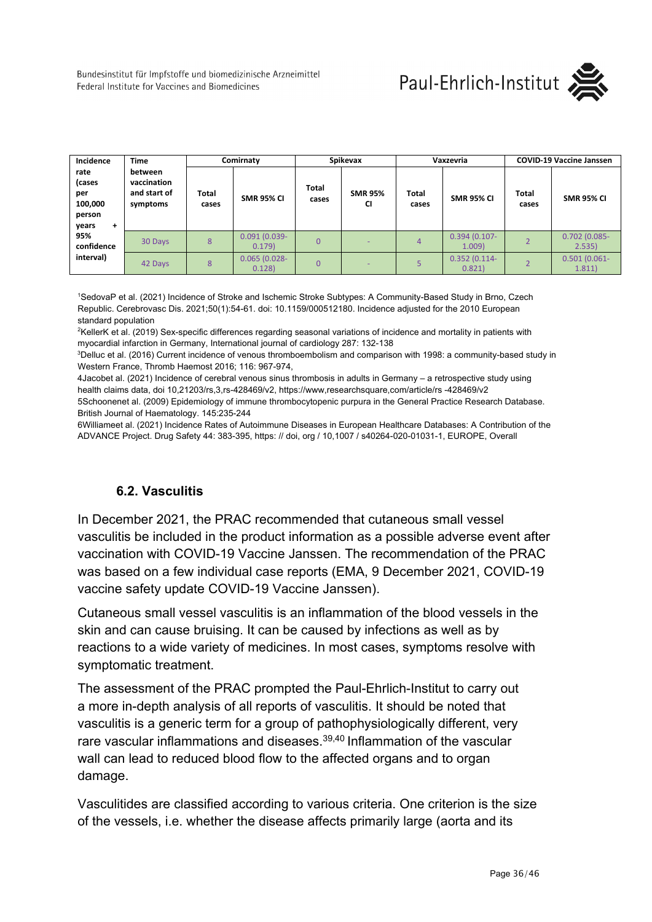| Incidence rate (cases per 100,000 person years + 95% confidence interval) | Time between vaccination and start of symptoms | Comirnaty | | Spikevax | | Vaxzevria | | COVID-19 Vaccine Janssen | |
|---|---|---|---|---|---|---|---|---|---|
| | | Total cases | SMR 95% CI | Total cases | SMR 95% CI | Total cases | SMR 95% CI | Total cases | SMR 95% CI |
| | 30 Days | 8 | 0.091 (0.039-0.179) | 0 | - | 4 | 0.394 (0.107-1.009) | 2 | 0.702 (0.085-2.535) |
| | 42 Days | 8 | 0.065 (0.028-0.128) | 0 | - | 5 | 0.352 (0.114-0.821) | 2 | 0.501 (0.061-1.811) |

[1]SedovaP et al. (2021) Incidence of Stroke and Ischemic Stroke Subtypes: A Community-Based Study in Brno, Czech Republic. Cerebrovasc Dis. 2021;50(1):54-61. doi: 10.1159/000512180. Incidence adjusted for the 2010 European standard population

[2]KellerK et al. (2019) Sex-specific differences regarding seasonal variations of incidence and mortality in patients with myocardial infarction in Germany, International journal of cardiology 287: 132-138

[3]Delluc et al. (2016) Current incidence of venous thromboembolism and comparison with 1998: a community-based study in Western France, Thromb Haemost 2016; 116: 967-974,

4Jacobet al. (2021) Incidence of cerebral venous sinus thrombosis in adults in Germany – a retrospective study using health claims data, doi 10,21203/rs,3,rs-428469/v2, https://www,researchsquare,com/article/rs -428469/v2

5Schoonenet al. (2009) Epidemiology of immune thrombocytopenic purpura in the General Practice Research Database. British Journal of Haematology. 145:235-244

6Williameet al. (2021) Incidence Rates of Autoimmune Diseases in European Healthcare Databases: A Contribution of the ADVANCE Project. Drug Safety 44: 383-395, https: // doi, org / 10,1007 / s40264-020-01031-1, EUROPE, Overall

### 6.2. Vasculitis

In December 2021, the PRAC recommended that cutaneous small vessel vasculitis be included in the product information as a possible adverse event after vaccination with COVID-19 Vaccine Janssen. The recommendation of the PRAC was based on a few individual case reports (EMA, 9 December 2021, COVID-19 vaccine safety update COVID-19 Vaccine Janssen).

Cutaneous small vessel vasculitis is an inflammation of the blood vessels in the skin and can cause bruising. It can be caused by infections as well as by reactions to a wide variety of medicines. In most cases, symptoms resolve with symptomatic treatment.

The assessment of the PRAC prompted the Paul-Ehrlich-Institut to carry out a more in-depth analysis of all reports of vasculitis. It should be noted that vasculitis is a generic term for a group of pathophysiologically different, very rare vascular inflammations and diseases.[39,40] Inflammation of the vascular wall can lead to reduced blood flow to the affected organs and to organ damage.

Vasculitides are classified according to various criteria. One criterion is the size of the vessels, i.e. whether the disease affects primarily large (aorta and its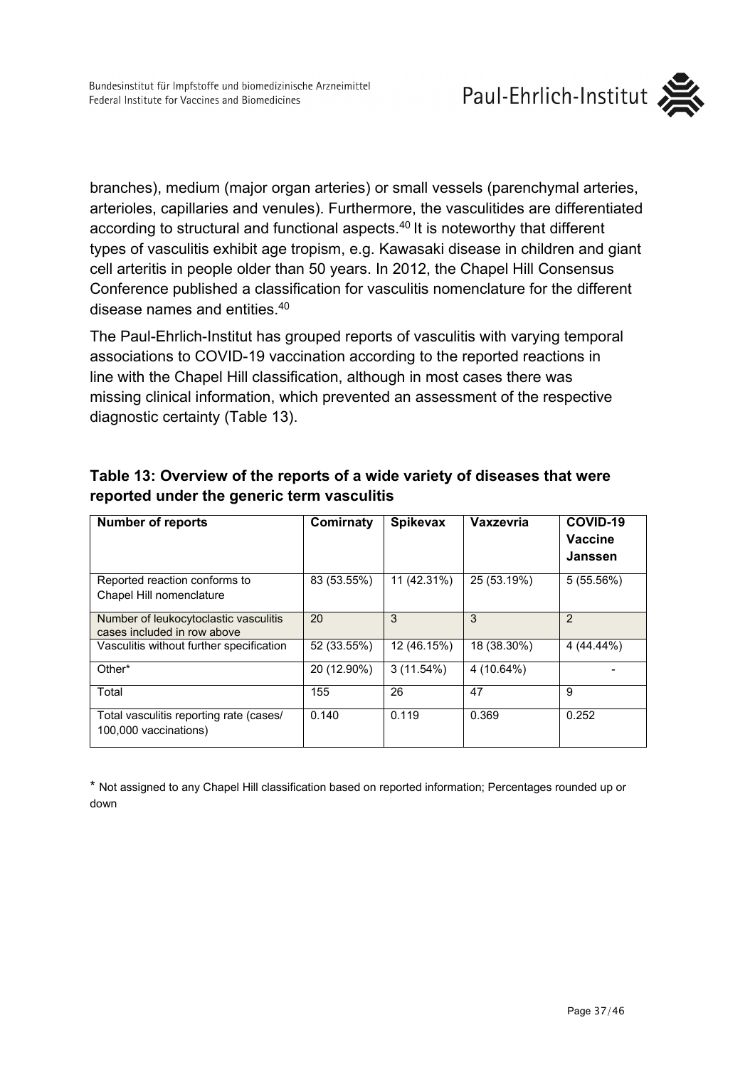branches), medium (major organ arteries) or small vessels (parenchymal arteries, arterioles, capillaries and venules). Furthermore, the vasculitides are differentiated according to structural and functional aspects.[40] It is noteworthy that different types of vasculitis exhibit age tropism, e.g. Kawasaki disease in children and giant cell arteritis in people older than 50 years. In 2012, the Chapel Hill Consensus Conference published a classification for vasculitis nomenclature for the different disease names and entities.[40]

The Paul-Ehrlich-Institut has grouped reports of vasculitis with varying temporal associations to COVID-19 vaccination according to the reported reactions in line with the Chapel Hill classification, although in most cases there was missing clinical information, which prevented an assessment of the respective diagnostic certainty (Table 13).

**Table 13: Overview of the reports of a wide variety of diseases that were reported under the generic term vasculitis**

| Number of reports | Comirnaty | Spikevax | Vaxzevria | COVID-19 Vaccine Janssen |
|---|---|---|---|---|
| Reported reaction conforms to Chapel Hill nomenclature | 83 (53.55%) | 11 (42.31%) | 25 (53.19%) | 5 (55.56%) |
| Number of leukocytoclastic vasculitis cases included in row above | 20 | 3 | 3 | 2 |
| Vasculitis without further specification | 52 (33.55%) | 12 (46.15%) | 18 (38.30%) | 4 (44.44%) |
| Other* | 20 (12.90%) | 3 (11.54%) | 4 (10.64%) | - |
| Total | 155 | 26 | 47 | 9 |
| Total vasculitis reporting rate (cases/ 100,000 vaccinations) | 0.140 | 0.119 | 0.369 | 0.252 |

\* Not assigned to any Chapel Hill classification based on reported information; Percentages rounded up or down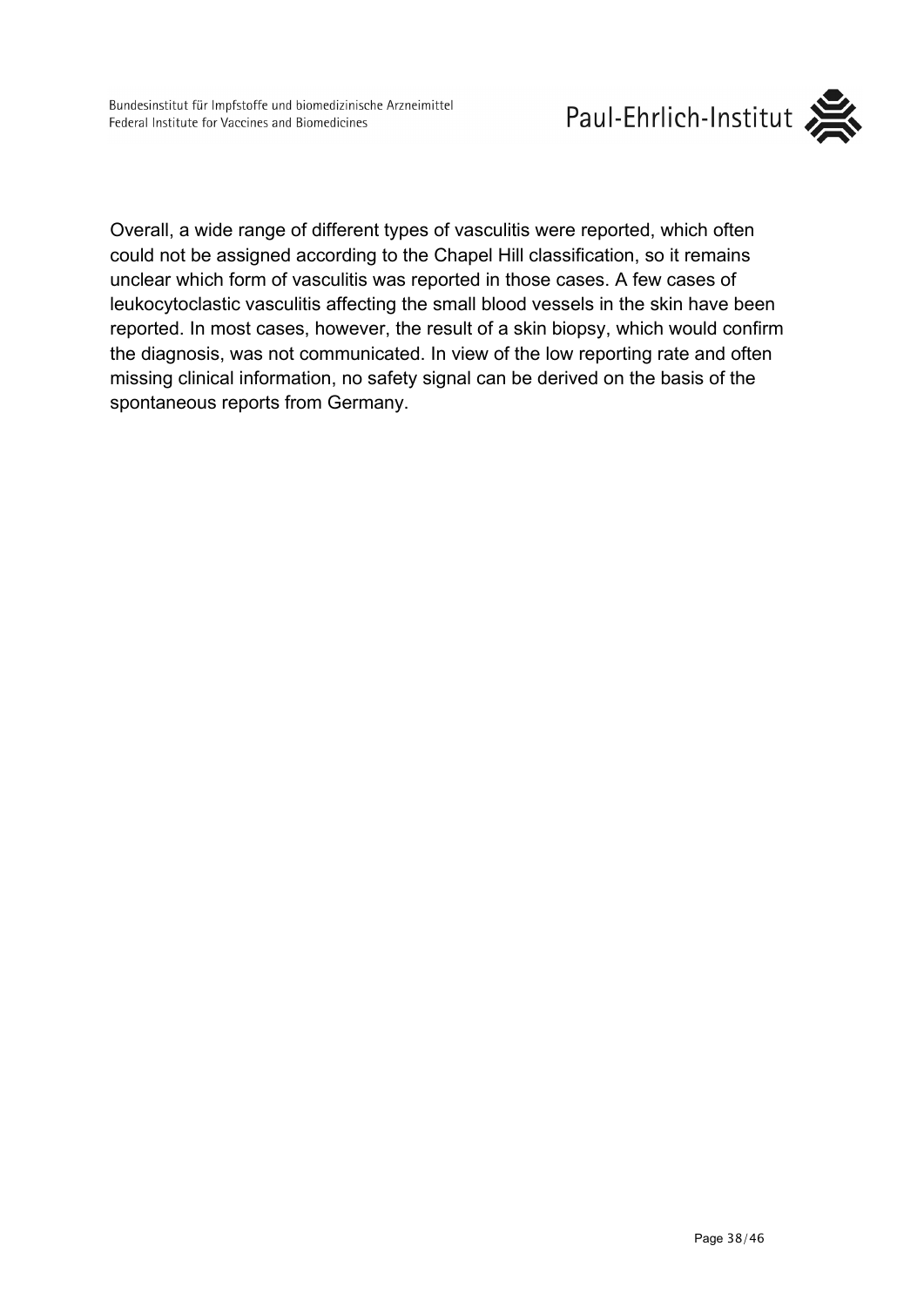Overall, a wide range of different types of vasculitis were reported, which often could not be assigned according to the Chapel Hill classification, so it remains unclear which form of vasculitis was reported in those cases. A few cases of leukocytoclastic vasculitis affecting the small blood vessels in the skin have been reported. In most cases, however, the result of a skin biopsy, which would confirm the diagnosis, was not communicated. In view of the low reporting rate and often missing clinical information, no safety signal can be derived on the basis of the spontaneous reports from Germany.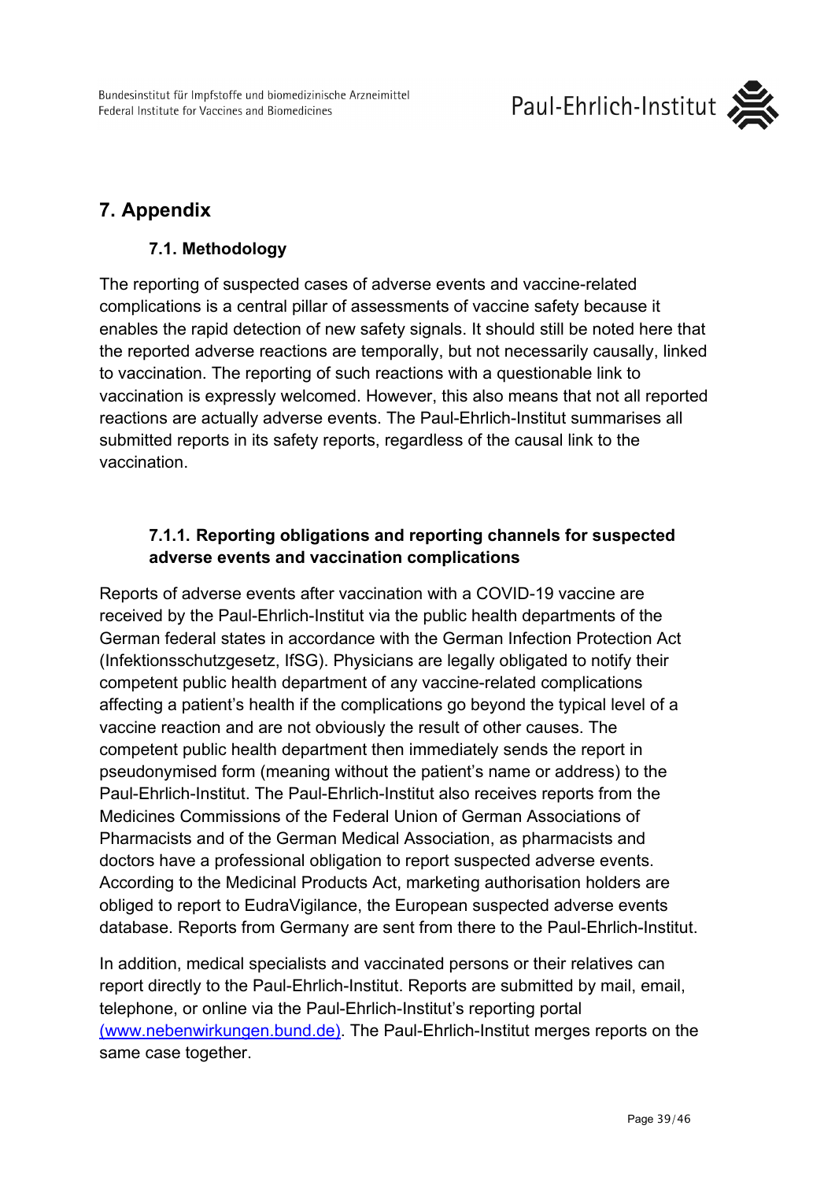# 7. Appendix

## 7.1. Methodology

The reporting of suspected cases of adverse events and vaccine-related complications is a central pillar of assessments of vaccine safety because it enables the rapid detection of new safety signals. It should still be noted here that the reported adverse reactions are temporally, but not necessarily causally, linked to vaccination. The reporting of such reactions with a questionable link to vaccination is expressly welcomed. However, this also means that not all reported reactions are actually adverse events. The Paul-Ehrlich-Institut summarises all submitted reports in its safety reports, regardless of the causal link to the vaccination.

### 7.1.1. Reporting obligations and reporting channels for suspected adverse events and vaccination complications

Reports of adverse events after vaccination with a COVID-19 vaccine are received by the Paul-Ehrlich-Institut via the public health departments of the German federal states in accordance with the German Infection Protection Act (Infektionsschutzgesetz, IfSG). Physicians are legally obligated to notify their competent public health department of any vaccine-related complications affecting a patient's health if the complications go beyond the typical level of a vaccine reaction and are not obviously the result of other causes. The competent public health department then immediately sends the report in pseudonymised form (meaning without the patient's name or address) to the Paul-Ehrlich-Institut. The Paul-Ehrlich-Institut also receives reports from the Medicines Commissions of the Federal Union of German Associations of Pharmacists and of the German Medical Association, as pharmacists and doctors have a professional obligation to report suspected adverse events. According to the Medicinal Products Act, marketing authorisation holders are obliged to report to EudraVigilance, the European suspected adverse events database. Reports from Germany are sent from there to the Paul-Ehrlich-Institut.

In addition, medical specialists and vaccinated persons or their relatives can report directly to the Paul-Ehrlich-Institut. Reports are submitted by mail, email, telephone, or online via the Paul-Ehrlich-Institut's reporting portal (www.nebenwirkungen.bund.de). The Paul-Ehrlich-Institut merges reports on the same case together.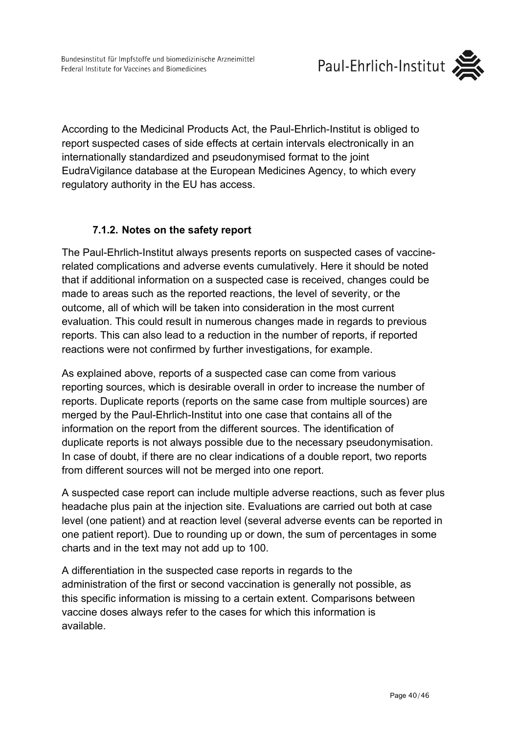According to the Medicinal Products Act, the Paul-Ehrlich-Institut is obliged to report suspected cases of side effects at certain intervals electronically in an internationally standardized and pseudonymised format to the joint EudraVigilance database at the European Medicines Agency, to which every regulatory authority in the EU has access.

### 7.1.2. Notes on the safety report

The Paul-Ehrlich-Institut always presents reports on suspected cases of vaccine-related complications and adverse events cumulatively. Here it should be noted that if additional information on a suspected case is received, changes could be made to areas such as the reported reactions, the level of severity, or the outcome, all of which will be taken into consideration in the most current evaluation. This could result in numerous changes made in regards to previous reports. This can also lead to a reduction in the number of reports, if reported reactions were not confirmed by further investigations, for example.

As explained above, reports of a suspected case can come from various reporting sources, which is desirable overall in order to increase the number of reports. Duplicate reports (reports on the same case from multiple sources) are merged by the Paul-Ehrlich-Institut into one case that contains all of the information on the report from the different sources. The identification of duplicate reports is not always possible due to the necessary pseudonymisation. In case of doubt, if there are no clear indications of a double report, two reports from different sources will not be merged into one report.

A suspected case report can include multiple adverse reactions, such as fever plus headache plus pain at the injection site. Evaluations are carried out both at case level (one patient) and at reaction level (several adverse events can be reported in one patient report). Due to rounding up or down, the sum of percentages in some charts and in the text may not add up to 100.

A differentiation in the suspected case reports in regards to the administration of the first or second vaccination is generally not possible, as this specific information is missing to a certain extent. Comparisons between vaccine doses always refer to the cases for which this information is available.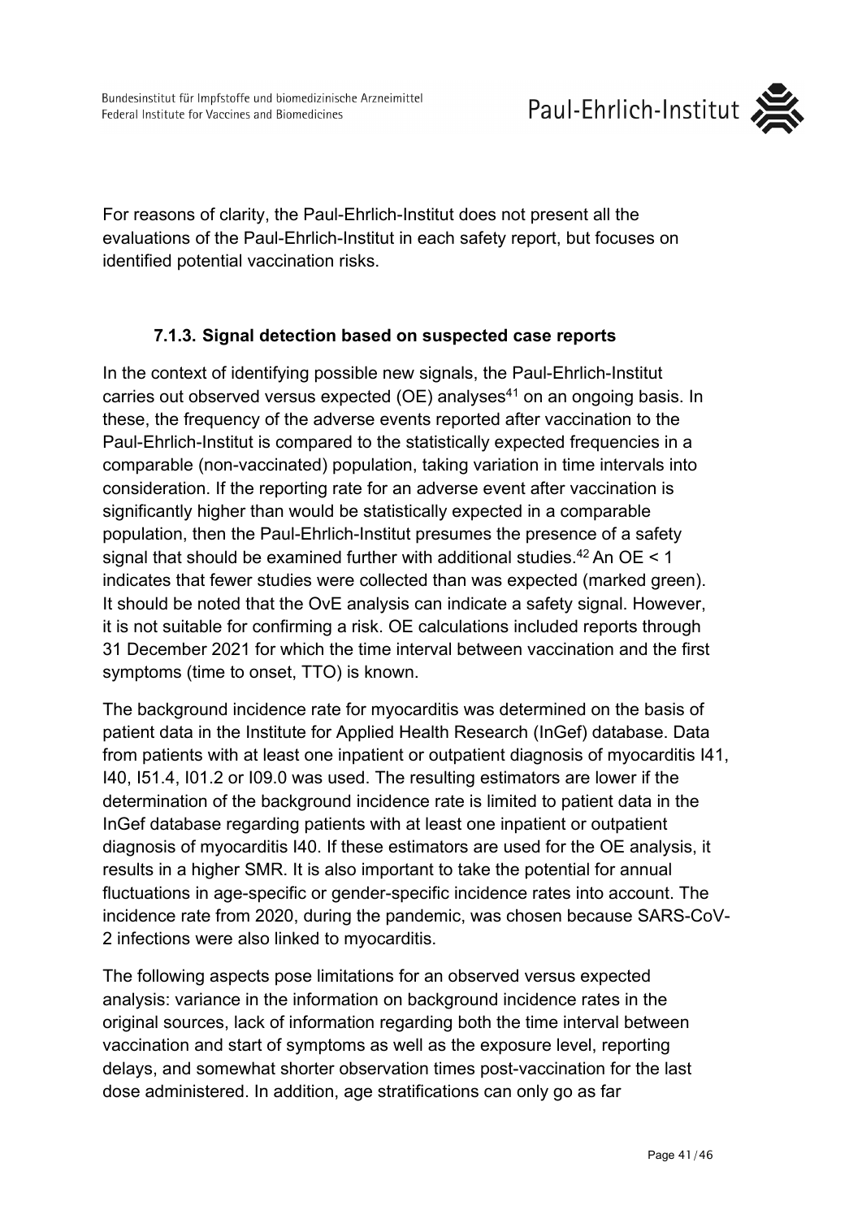For reasons of clarity, the Paul-Ehrlich-Institut does not present all the evaluations of the Paul-Ehrlich-Institut in each safety report, but focuses on identified potential vaccination risks.

### 7.1.3. Signal detection based on suspected case reports

In the context of identifying possible new signals, the Paul-Ehrlich-Institut carries out observed versus expected (OE) analyses[41] on an ongoing basis. In these, the frequency of the adverse events reported after vaccination to the Paul-Ehrlich-Institut is compared to the statistically expected frequencies in a comparable (non-vaccinated) population, taking variation in time intervals into consideration. If the reporting rate for an adverse event after vaccination is significantly higher than would be statistically expected in a comparable population, then the Paul-Ehrlich-Institut presumes the presence of a safety signal that should be examined further with additional studies.[42] An OE < 1 indicates that fewer studies were collected than was expected (marked green). It should be noted that the OvE analysis can indicate a safety signal. However, it is not suitable for confirming a risk. OE calculations included reports through 31 December 2021 for which the time interval between vaccination and the first symptoms (time to onset, TTO) is known.

The background incidence rate for myocarditis was determined on the basis of patient data in the Institute for Applied Health Research (InGef) database. Data from patients with at least one inpatient or outpatient diagnosis of myocarditis I41, I40, I51.4, I01.2 or I09.0 was used. The resulting estimators are lower if the determination of the background incidence rate is limited to patient data in the InGef database regarding patients with at least one inpatient or outpatient diagnosis of myocarditis I40. If these estimators are used for the OE analysis, it results in a higher SMR. It is also important to take the potential for annual fluctuations in age-specific or gender-specific incidence rates into account. The incidence rate from 2020, during the pandemic, was chosen because SARS-CoV-2 infections were also linked to myocarditis.

The following aspects pose limitations for an observed versus expected analysis: variance in the information on background incidence rates in the original sources, lack of information regarding both the time interval between vaccination and start of symptoms as well as the exposure level, reporting delays, and somewhat shorter observation times post-vaccination for the last dose administered. In addition, age stratifications can only go as far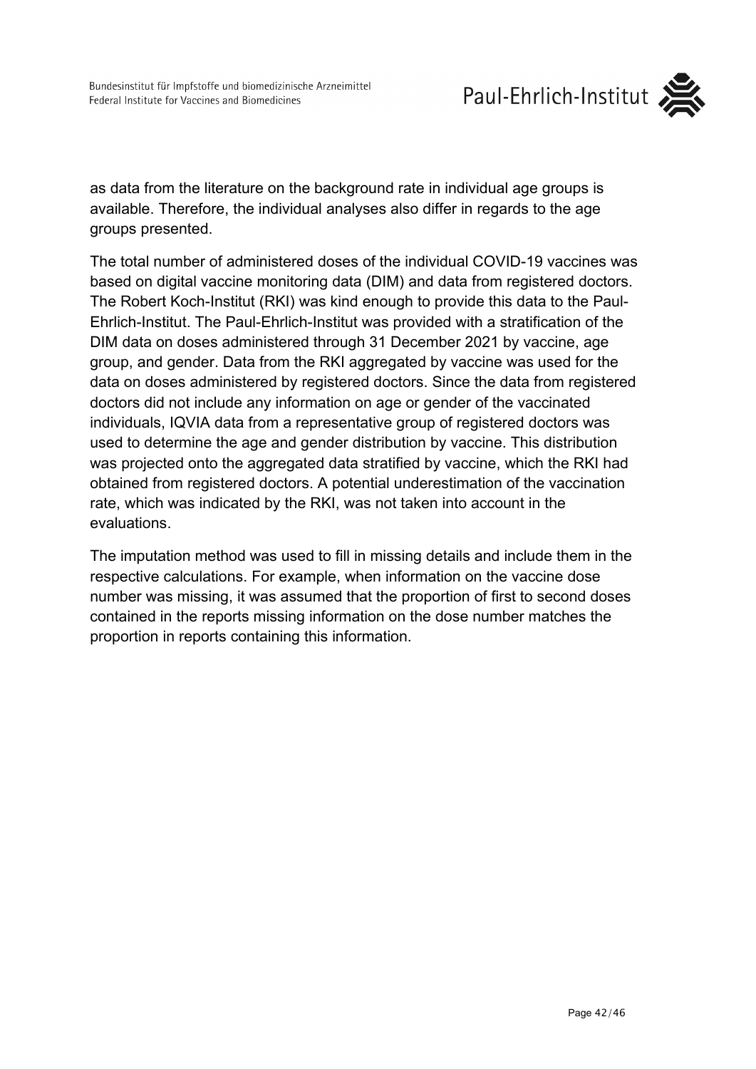as data from the literature on the background rate in individual age groups is available. Therefore, the individual analyses also differ in regards to the age groups presented.

The total number of administered doses of the individual COVID-19 vaccines was based on digital vaccine monitoring data (DIM) and data from registered doctors. The Robert Koch-Institut (RKI) was kind enough to provide this data to the Paul-Ehrlich-Institut. The Paul-Ehrlich-Institut was provided with a stratification of the DIM data on doses administered through 31 December 2021 by vaccine, age group, and gender. Data from the RKI aggregated by vaccine was used for the data on doses administered by registered doctors. Since the data from registered doctors did not include any information on age or gender of the vaccinated individuals, IQVIA data from a representative group of registered doctors was used to determine the age and gender distribution by vaccine. This distribution was projected onto the aggregated data stratified by vaccine, which the RKI had obtained from registered doctors. A potential underestimation of the vaccination rate, which was indicated by the RKI, was not taken into account in the evaluations.

The imputation method was used to fill in missing details and include them in the respective calculations. For example, when information on the vaccine dose number was missing, it was assumed that the proportion of first to second doses contained in the reports missing information on the dose number matches the proportion in reports containing this information.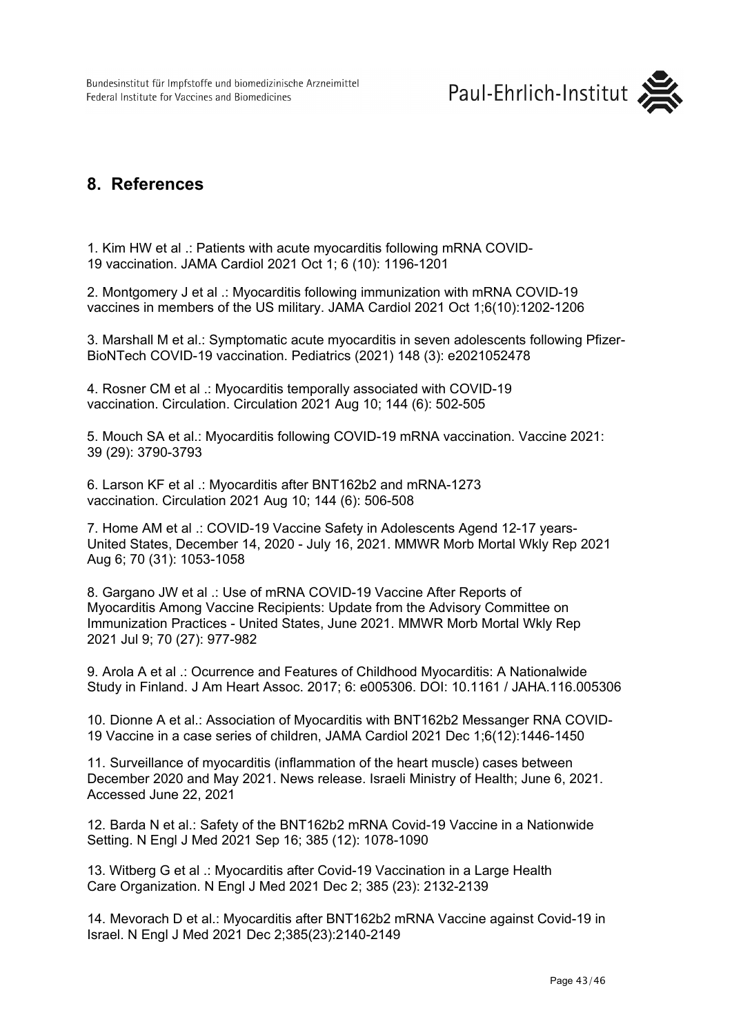## 8. References

1. Kim HW et al .: Patients with acute myocarditis following mRNA COVID-19 vaccination. JAMA Cardiol 2021 Oct 1; 6 (10): 1196-1201

2. Montgomery J et al .: Myocarditis following immunization with mRNA COVID-19 vaccines in members of the US military. JAMA Cardiol 2021 Oct 1;6(10):1202-1206

3. Marshall M et al.: Symptomatic acute myocarditis in seven adolescents following Pfizer-BioNTech COVID-19 vaccination. Pediatrics (2021) 148 (3): e2021052478

4. Rosner CM et al .: Myocarditis temporally associated with COVID-19 vaccination. Circulation. Circulation 2021 Aug 10; 144 (6): 502-505

5. Mouch SA et al.: Myocarditis following COVID-19 mRNA vaccination. Vaccine 2021: 39 (29): 3790-3793

6. Larson KF et al .: Myocarditis after BNT162b2 and mRNA-1273 vaccination. Circulation 2021 Aug 10; 144 (6): 506-508

7. Home AM et al .: COVID-19 Vaccine Safety in Adolescents Agend 12-17 years- United States, December 14, 2020 - July 16, 2021. MMWR Morb Mortal Wkly Rep 2021 Aug 6; 70 (31): 1053-1058

8. Gargano JW et al .: Use of mRNA COVID-19 Vaccine After Reports of Myocarditis Among Vaccine Recipients: Update from the Advisory Committee on Immunization Practices - United States, June 2021. MMWR Morb Mortal Wkly Rep 2021 Jul 9; 70 (27): 977-982

9. Arola A et al .: Ocurrence and Features of Childhood Myocarditis: A Nationalwide Study in Finland. J Am Heart Assoc. 2017; 6: e005306. DOI: 10.1161 / JAHA.116.005306

10. Dionne A et al.: Association of Myocarditis with BNT162b2 Messanger RNA COVID-19 Vaccine in a case series of children, JAMA Cardiol 2021 Dec 1;6(12):1446-1450

11. Surveillance of myocarditis (inflammation of the heart muscle) cases between December 2020 and May 2021. News release. Israeli Ministry of Health; June 6, 2021. Accessed June 22, 2021

12. Barda N et al.: Safety of the BNT162b2 mRNA Covid-19 Vaccine in a Nationwide Setting. N Engl J Med 2021 Sep 16; 385 (12): 1078-1090

13. Witberg G et al .: Myocarditis after Covid-19 Vaccination in a Large Health Care Organization. N Engl J Med 2021 Dec 2; 385 (23): 2132-2139

14. Mevorach D et al.: Myocarditis after BNT162b2 mRNA Vaccine against Covid-19 in Israel. N Engl J Med 2021 Dec 2;385(23):2140-2149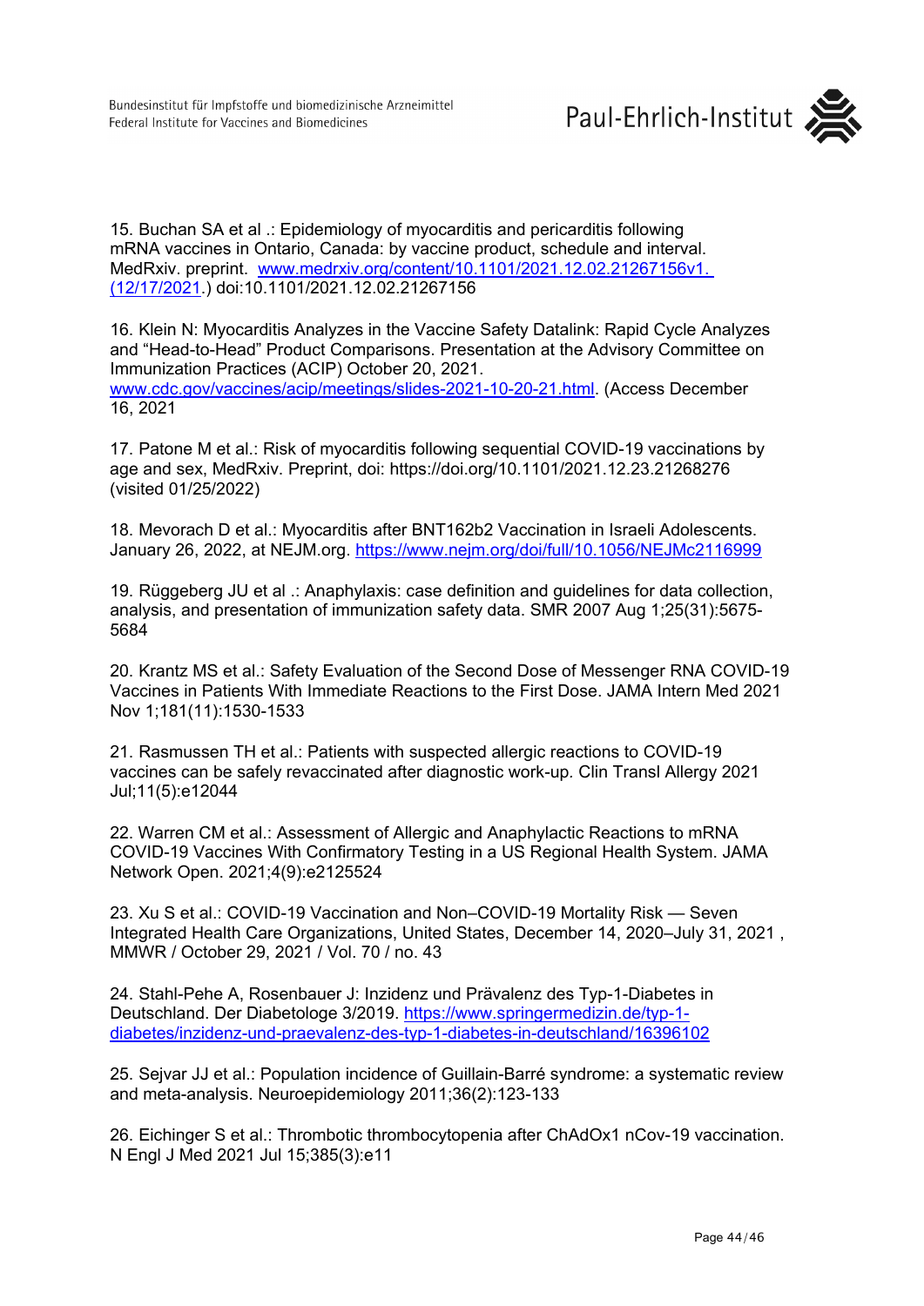15. Buchan SA et al .: Epidemiology of myocarditis and pericarditis following mRNA vaccines in Ontario, Canada: by vaccine product, schedule and interval. MedRxiv. preprint. www.medrxiv.org/content/10.1101/2021.12.02.21267156v1. (12/17/2021.) doi:10.1101/2021.12.02.21267156

16. Klein N: Myocarditis Analyzes in the Vaccine Safety Datalink: Rapid Cycle Analyzes and "Head-to-Head" Product Comparisons. Presentation at the Advisory Committee on Immunization Practices (ACIP) October 20, 2021. www.cdc.gov/vaccines/acip/meetings/slides-2021-10-20-21.html. (Access December 16, 2021

17. Patone M et al.: Risk of myocarditis following sequential COVID-19 vaccinations by age and sex, MedRxiv. Preprint, doi: https://doi.org/10.1101/2021.12.23.21268276 (visited 01/25/2022)

18. Mevorach D et al.: Myocarditis after BNT162b2 Vaccination in Israeli Adolescents. January 26, 2022, at NEJM.org. https://www.nejm.org/doi/full/10.1056/NEJMc2116999

19. Rüggeberg JU et al .: Anaphylaxis: case definition and guidelines for data collection, analysis, and presentation of immunization safety data. SMR 2007 Aug 1;25(31):5675-5684

20. Krantz MS et al.: Safety Evaluation of the Second Dose of Messenger RNA COVID-19 Vaccines in Patients With Immediate Reactions to the First Dose. JAMA Intern Med 2021 Nov 1;181(11):1530-1533

21. Rasmussen TH et al.: Patients with suspected allergic reactions to COVID-19 vaccines can be safely revaccinated after diagnostic work-up. Clin Transl Allergy 2021 Jul;11(5):e12044

22. Warren CM et al.: Assessment of Allergic and Anaphylactic Reactions to mRNA COVID-19 Vaccines With Confirmatory Testing in a US Regional Health System. JAMA Network Open. 2021;4(9):e2125524

23. Xu S et al.: COVID-19 Vaccination and Non–COVID-19 Mortality Risk — Seven Integrated Health Care Organizations, United States, December 14, 2020–July 31, 2021 , MMWR / October 29, 2021 / Vol. 70 / no. 43

24. Stahl-Pehe A, Rosenbauer J: Inzidenz und Prävalenz des Typ-1-Diabetes in Deutschland. Der Diabetologe 3/2019. https://www.springermedizin.de/typ-1-diabetes/inzidenz-und-praevalenz-des-typ-1-diabetes-in-deutschland/16396102

25. Sejvar JJ et al.: Population incidence of Guillain-Barré syndrome: a systematic review and meta-analysis. Neuroepidemiology 2011;36(2):123-133

26. Eichinger S et al.: Thrombotic thrombocytopenia after ChAdOx1 nCov-19 vaccination. N Engl J Med 2021 Jul 15;385(3):e11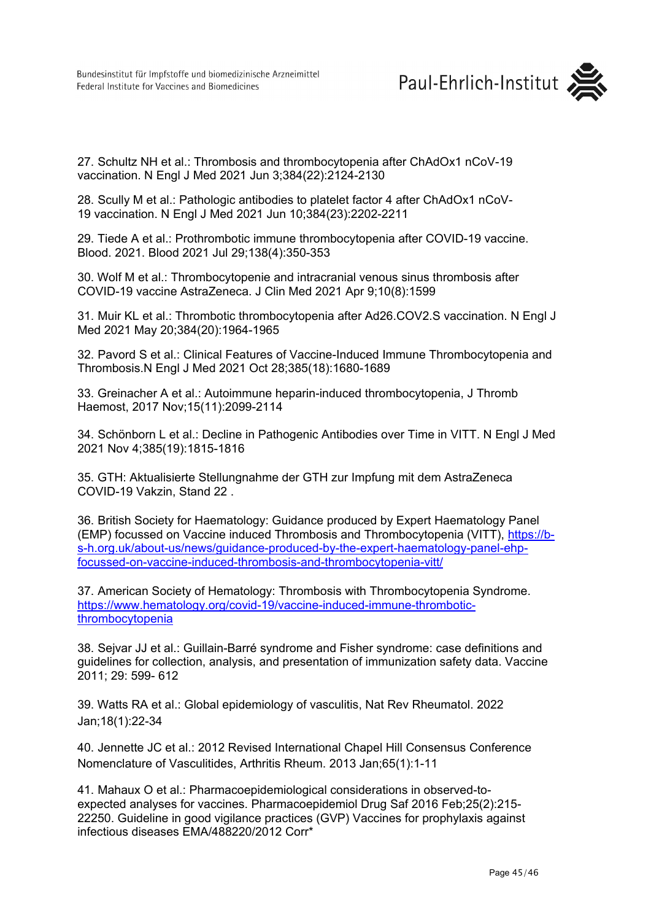27. Schultz NH et al.: Thrombosis and thrombocytopenia after ChAdOx1 nCoV-19 vaccination. N Engl J Med 2021 Jun 3;384(22):2124-2130

28. Scully M et al.: Pathologic antibodies to platelet factor 4 after ChAdOx1 nCoV-19 vaccination. N Engl J Med 2021 Jun 10;384(23):2202-2211

29. Tiede A et al.: Prothrombotic immune thrombocytopenia after COVID-19 vaccine. Blood. 2021. Blood 2021 Jul 29;138(4):350-353

30. Wolf M et al.: Thrombocytopenie and intracranial venous sinus thrombosis after COVID-19 vaccine AstraZeneca. J Clin Med 2021 Apr 9;10(8):1599

31. Muir KL et al.: Thrombotic thrombocytopenia after Ad26.COV2.S vaccination. N Engl J Med 2021 May 20;384(20):1964-1965

32. Pavord S et al.: Clinical Features of Vaccine-Induced Immune Thrombocytopenia and Thrombosis.N Engl J Med 2021 Oct 28;385(18):1680-1689

33. Greinacher A et al.: Autoimmune heparin-induced thrombocytopenia, J Thromb Haemost, 2017 Nov;15(11):2099-2114

34. Schönborn L et al.: Decline in Pathogenic Antibodies over Time in VITT. N Engl J Med 2021 Nov 4;385(19):1815-1816

35. GTH: Aktualisierte Stellungnahme der GTH zur Impfung mit dem AstraZeneca COVID-19 Vakzin, Stand 22 .

36. British Society for Haematology: Guidance produced by Expert Haematology Panel (EMP) focussed on Vaccine induced Thrombosis and Thrombocytopenia (VITT), https://b-s-h.org.uk/about-us/news/guidance-produced-by-the-expert-haematology-panel-ehp-focussed-on-vaccine-induced-thrombosis-and-thrombocytopenia-vitt/

37. American Society of Hematology: Thrombosis with Thrombocytopenia Syndrome. https://www.hematology.org/covid-19/vaccine-induced-immune-thrombotic-thrombocytopenia

38. Sejvar JJ et al.: Guillain-Barré syndrome and Fisher syndrome: case definitions and guidelines for collection, analysis, and presentation of immunization safety data. Vaccine 2011; 29: 599- 612

39. Watts RA et al.: Global epidemiology of vasculitis, Nat Rev Rheumatol. 2022 Jan;18(1):22-34

40. Jennette JC et al.: 2012 Revised International Chapel Hill Consensus Conference Nomenclature of Vasculitides, Arthritis Rheum. 2013 Jan;65(1):1-11

41. Mahaux O et al.: Pharmacoepidemiological considerations in observed-to-expected analyses for vaccines. Pharmacoepidemiol Drug Saf 2016 Feb;25(2):215-22250. Guideline in good vigilance practices (GVP) Vaccines for prophylaxis against infectious diseases EMA/488220/2012 Corr*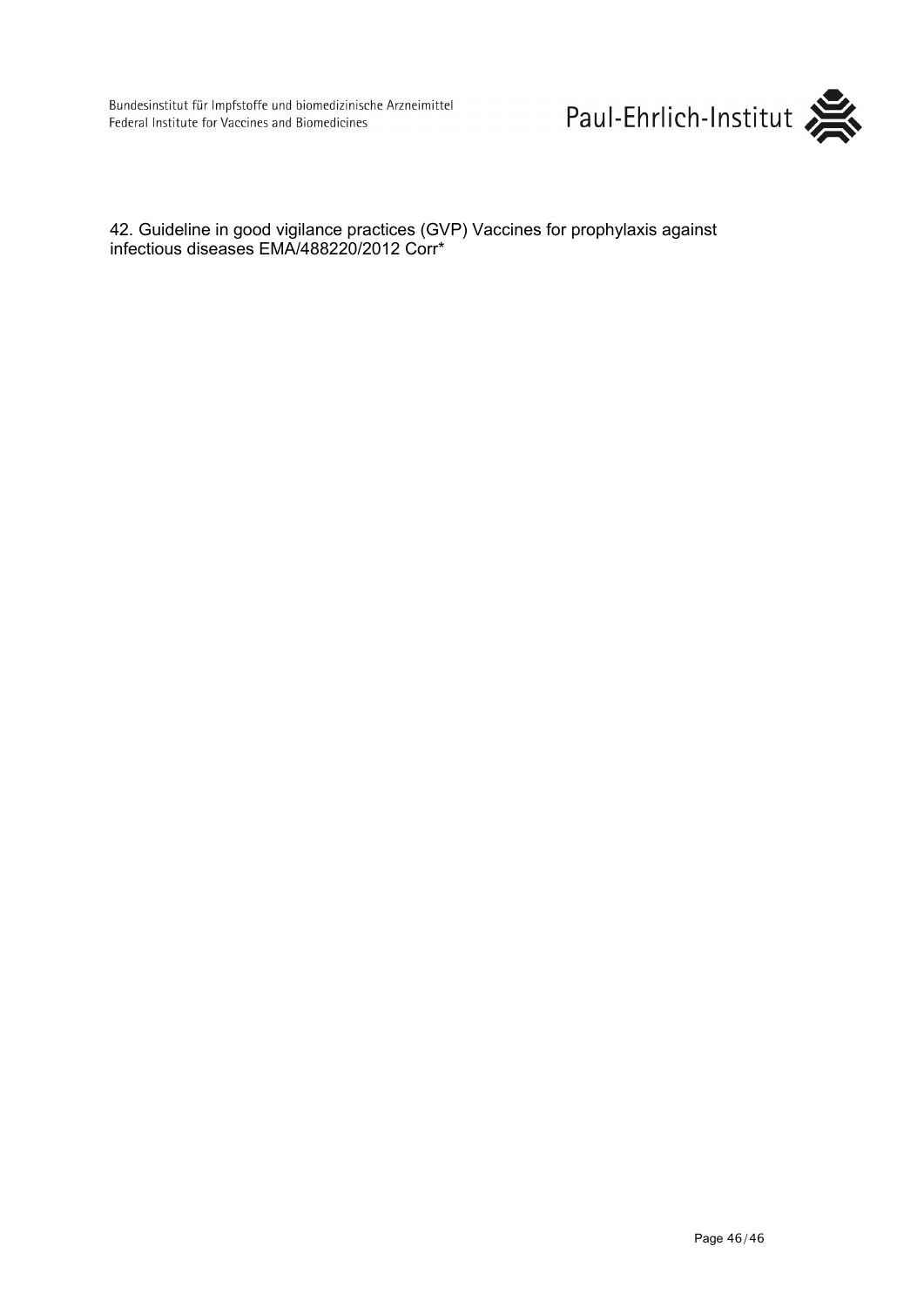42. Guideline in good vigilance practices (GVP) Vaccines for prophylaxis against infectious diseases EMA/488220/2012 Corr*